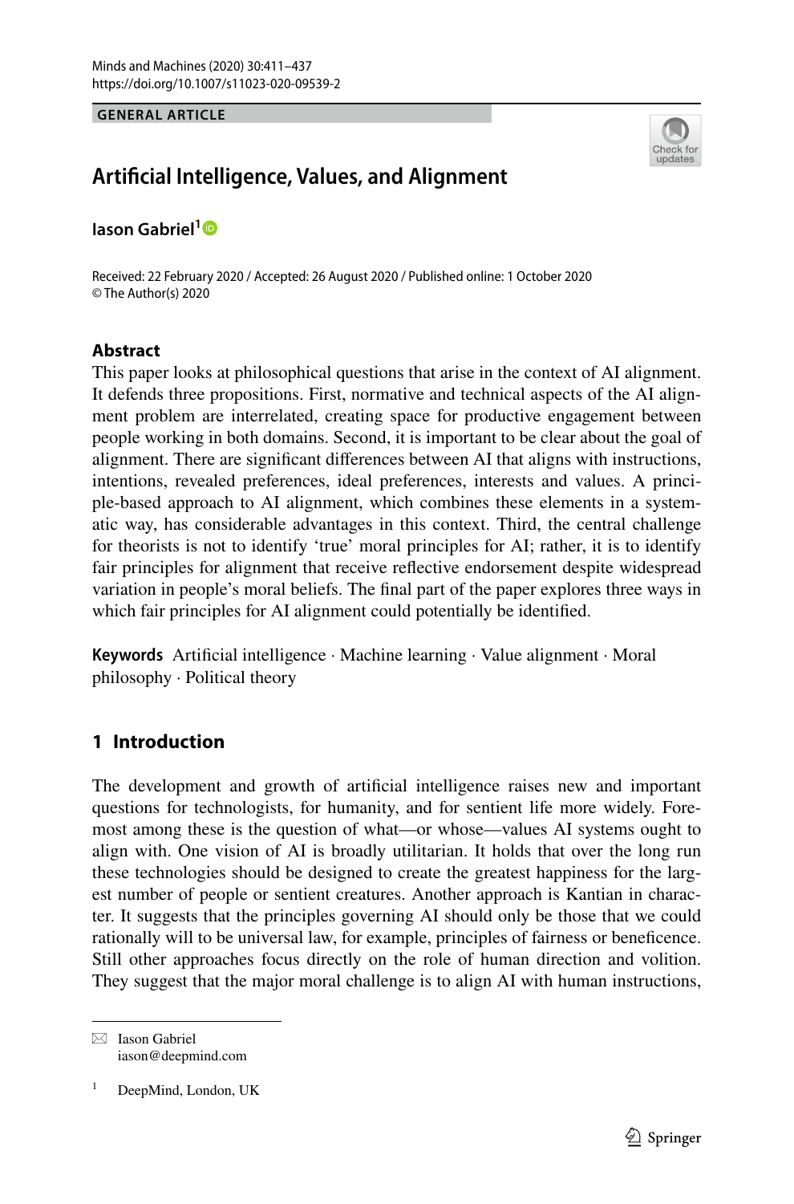GENERAL ARTICLE

# Artificial Intelligence, Values, and Alignment

**Iason Gabriel**[1]

Received: 22 February 2020 / Accepted: 26 August 2020 / Published online: 1 October 2020
© The Author(s) 2020

## Abstract

This paper looks at philosophical questions that arise in the context of AI alignment. It defends three propositions. First, normative and technical aspects of the AI alignment problem are interrelated, creating space for productive engagement between people working in both domains. Second, it is important to be clear about the goal of alignment. There are significant differences between AI that aligns with instructions, intentions, revealed preferences, ideal preferences, interests and values. A principle-based approach to AI alignment, which combines these elements in a systematic way, has considerable advantages in this context. Third, the central challenge for theorists is not to identify 'true' moral principles for AI; rather, it is to identify fair principles for alignment that receive reflective endorsement despite widespread variation in people's moral beliefs. The final part of the paper explores three ways in which fair principles for AI alignment could potentially be identified.

**Keywords** Artificial intelligence · Machine learning · Value alignment · Moral philosophy · Political theory

## 1 Introduction

The development and growth of artificial intelligence raises new and important questions for technologists, for humanity, and for sentient life more widely. Foremost among these is the question of what—or whose—values AI systems ought to align with. One vision of AI is broadly utilitarian. It holds that over the long run these technologies should be designed to create the greatest happiness for the largest number of people or sentient creatures. Another approach is Kantian in character. It suggests that the principles governing AI should only be those that we could rationally will to be universal law, for example, principles of fairness or beneficence. Still other approaches focus directly on the role of human direction and volition. They suggest that the major moral challenge is to align AI with human instructions,

---

✉ Iason Gabriel
iason@deepmind.com

[1] DeepMind, London, UK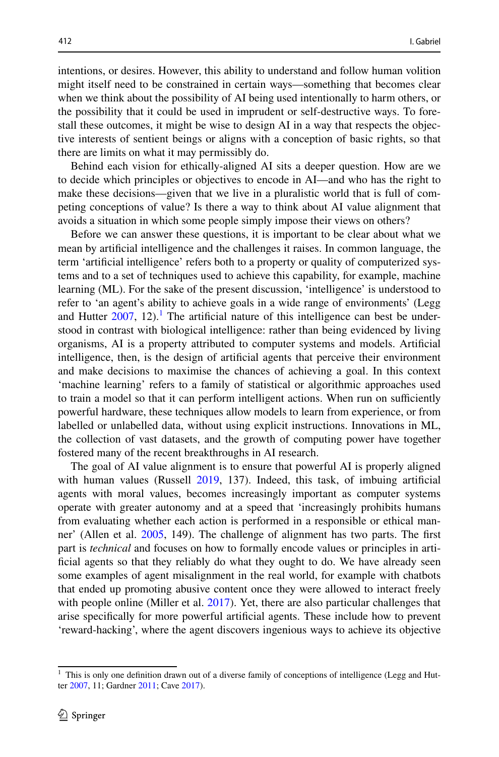intentions, or desires. However, this ability to understand and follow human volition might itself need to be constrained in certain ways—something that becomes clear when we think about the possibility of AI being used intentionally to harm others, or the possibility that it could be used in imprudent or self-destructive ways. To forestall these outcomes, it might be wise to design AI in a way that respects the objective interests of sentient beings or aligns with a conception of basic rights, so that there are limits on what it may permissibly do.

Behind each vision for ethically-aligned AI sits a deeper question. How are we to decide which principles or objectives to encode in AI—and who has the right to make these decisions—given that we live in a pluralistic world that is full of competing conceptions of value? Is there a way to think about AI value alignment that avoids a situation in which some people simply impose their views on others?

Before we can answer these questions, it is important to be clear about what we mean by artificial intelligence and the challenges it raises. In common language, the term 'artificial intelligence' refers both to a property or quality of computerized systems and to a set of techniques used to achieve this capability, for example, machine learning (ML). For the sake of the present discussion, 'intelligence' is understood to refer to 'an agent's ability to achieve goals in a wide range of environments' (Legg and Hutter 2007, 12).[1] The artificial nature of this intelligence can best be understood in contrast with biological intelligence: rather than being evidenced by living organisms, AI is a property attributed to computer systems and models. Artificial intelligence, then, is the design of artificial agents that perceive their environment and make decisions to maximise the chances of achieving a goal. In this context 'machine learning' refers to a family of statistical or algorithmic approaches used to train a model so that it can perform intelligent actions. When run on sufficiently powerful hardware, these techniques allow models to learn from experience, or from labelled or unlabelled data, without using explicit instructions. Innovations in ML, the collection of vast datasets, and the growth of computing power have together fostered many of the recent breakthroughs in AI research.

The goal of AI value alignment is to ensure that powerful AI is properly aligned with human values (Russell 2019, 137). Indeed, this task, of imbuing artificial agents with moral values, becomes increasingly important as computer systems operate with greater autonomy and at a speed that 'increasingly prohibits humans from evaluating whether each action is performed in a responsible or ethical manner' (Allen et al. 2005, 149). The challenge of alignment has two parts. The first part is *technical* and focuses on how to formally encode values or principles in artificial agents so that they reliably do what they ought to do. We have already seen some examples of agent misalignment in the real world, for example with chatbots that ended up promoting abusive content once they were allowed to interact freely with people online (Miller et al. 2017). Yet, there are also particular challenges that arise specifically for more powerful artificial agents. These include how to prevent 'reward-hacking', where the agent discovers ingenious ways to achieve its objective

[1] This is only one definition drawn out of a diverse family of conceptions of intelligence (Legg and Hutter 2007, 11; Gardner 2011; Cave 2017).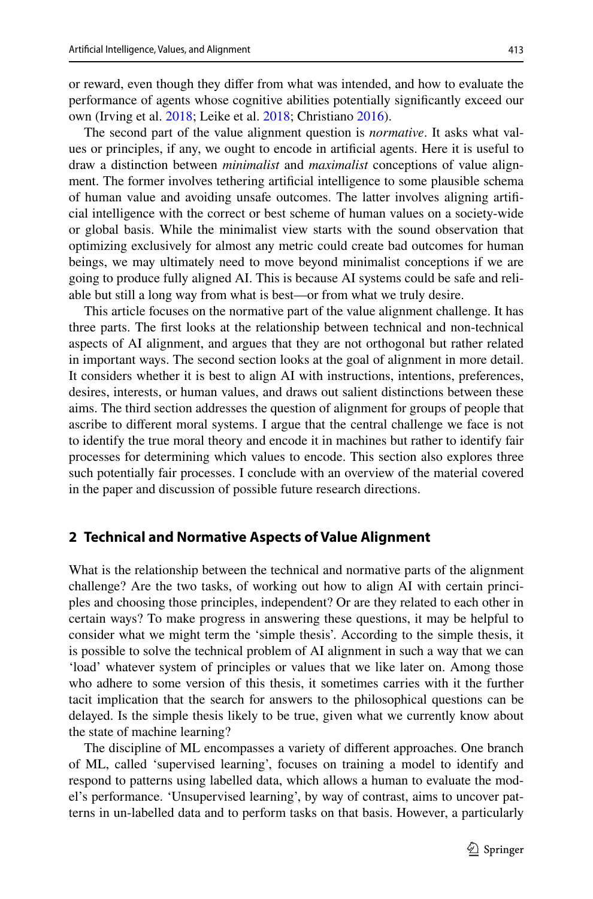or reward, even though they differ from what was intended, and how to evaluate the performance of agents whose cognitive abilities potentially significantly exceed our own (Irving et al. 2018; Leike et al. 2018; Christiano 2016).

The second part of the value alignment question is *normative*. It asks what values or principles, if any, we ought to encode in artificial agents. Here it is useful to draw a distinction between *minimalist* and *maximalist* conceptions of value alignment. The former involves tethering artificial intelligence to some plausible schema of human value and avoiding unsafe outcomes. The latter involves aligning artificial intelligence with the correct or best scheme of human values on a society-wide or global basis. While the minimalist view starts with the sound observation that optimizing exclusively for almost any metric could create bad outcomes for human beings, we may ultimately need to move beyond minimalist conceptions if we are going to produce fully aligned AI. This is because AI systems could be safe and reliable but still a long way from what is best—or from what we truly desire.

This article focuses on the normative part of the value alignment challenge. It has three parts. The first looks at the relationship between technical and non-technical aspects of AI alignment, and argues that they are not orthogonal but rather related in important ways. The second section looks at the goal of alignment in more detail. It considers whether it is best to align AI with instructions, intentions, preferences, desires, interests, or human values, and draws out salient distinctions between these aims. The third section addresses the question of alignment for groups of people that ascribe to different moral systems. I argue that the central challenge we face is not to identify the true moral theory and encode it in machines but rather to identify fair processes for determining which values to encode. This section also explores three such potentially fair processes. I conclude with an overview of the material covered in the paper and discussion of possible future research directions.

## 2 Technical and Normative Aspects of Value Alignment

What is the relationship between the technical and normative parts of the alignment challenge? Are the two tasks, of working out how to align AI with certain principles and choosing those principles, independent? Or are they related to each other in certain ways? To make progress in answering these questions, it may be helpful to consider what we might term the 'simple thesis'. According to the simple thesis, it is possible to solve the technical problem of AI alignment in such a way that we can 'load' whatever system of principles or values that we like later on. Among those who adhere to some version of this thesis, it sometimes carries with it the further tacit implication that the search for answers to the philosophical questions can be delayed. Is the simple thesis likely to be true, given what we currently know about the state of machine learning?

The discipline of ML encompasses a variety of different approaches. One branch of ML, called 'supervised learning', focuses on training a model to identify and respond to patterns using labelled data, which allows a human to evaluate the model's performance. 'Unsupervised learning', by way of contrast, aims to uncover patterns in un-labelled data and to perform tasks on that basis. However, a particularly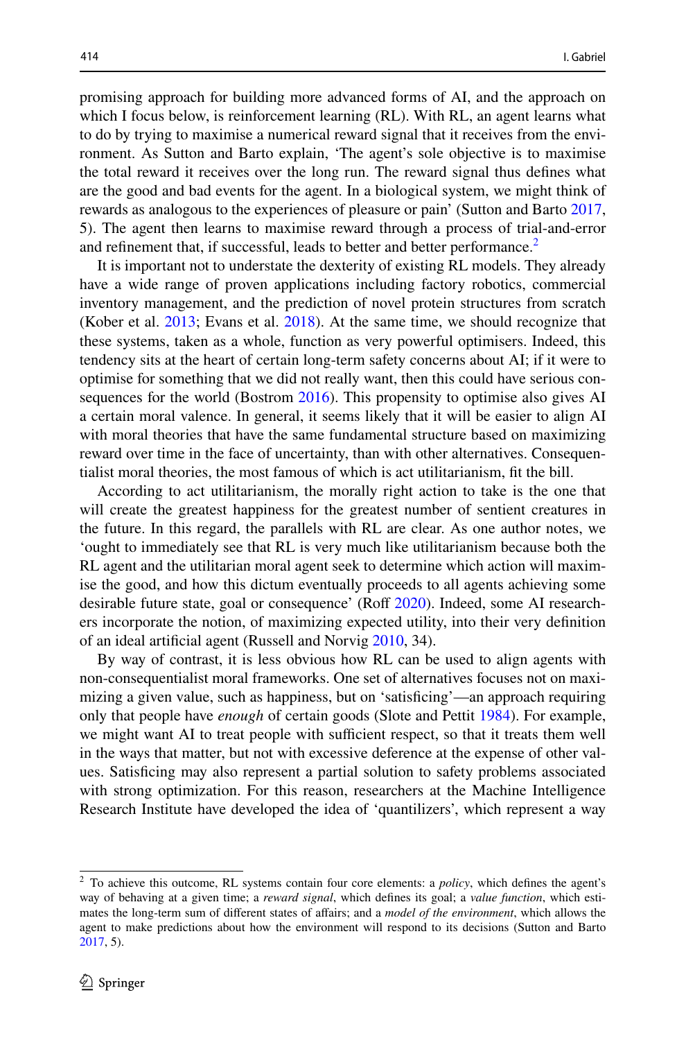promising approach for building more advanced forms of AI, and the approach on which I focus below, is reinforcement learning (RL). With RL, an agent learns what to do by trying to maximise a numerical reward signal that it receives from the environment. As Sutton and Barto explain, 'The agent's sole objective is to maximise the total reward it receives over the long run. The reward signal thus defines what are the good and bad events for the agent. In a biological system, we might think of rewards as analogous to the experiences of pleasure or pain' (Sutton and Barto 2017, 5). The agent then learns to maximise reward through a process of trial-and-error and refinement that, if successful, leads to better and better performance.[2]

It is important not to understate the dexterity of existing RL models. They already have a wide range of proven applications including factory robotics, commercial inventory management, and the prediction of novel protein structures from scratch (Kober et al. 2013; Evans et al. 2018). At the same time, we should recognize that these systems, taken as a whole, function as very powerful optimisers. Indeed, this tendency sits at the heart of certain long-term safety concerns about AI; if it were to optimise for something that we did not really want, then this could have serious consequences for the world (Bostrom 2016). This propensity to optimise also gives AI a certain moral valence. In general, it seems likely that it will be easier to align AI with moral theories that have the same fundamental structure based on maximizing reward over time in the face of uncertainty, than with other alternatives. Consequentialist moral theories, the most famous of which is act utilitarianism, fit the bill.

According to act utilitarianism, the morally right action to take is the one that will create the greatest happiness for the greatest number of sentient creatures in the future. In this regard, the parallels with RL are clear. As one author notes, we 'ought to immediately see that RL is very much like utilitarianism because both the RL agent and the utilitarian moral agent seek to determine which action will maximise the good, and how this dictum eventually proceeds to all agents achieving some desirable future state, goal or consequence' (Roff 2020). Indeed, some AI researchers incorporate the notion, of maximizing expected utility, into their very definition of an ideal artificial agent (Russell and Norvig 2010, 34).

By way of contrast, it is less obvious how RL can be used to align agents with non-consequentialist moral frameworks. One set of alternatives focuses not on maximizing a given value, such as happiness, but on 'satisficing'—an approach requiring only that people have *enough* of certain goods (Slote and Pettit 1984). For example, we might want AI to treat people with sufficient respect, so that it treats them well in the ways that matter, but not with excessive deference at the expense of other values. Satisficing may also represent a partial solution to safety problems associated with strong optimization. For this reason, researchers at the Machine Intelligence Research Institute have developed the idea of 'quantilizers', which represent a way

[2] To achieve this outcome, RL systems contain four core elements: a *policy*, which defines the agent's way of behaving at a given time; a *reward signal*, which defines its goal; a *value function*, which estimates the long-term sum of different states of affairs; and a *model of the environment*, which allows the agent to make predictions about how the environment will respond to its decisions (Sutton and Barto 2017, 5).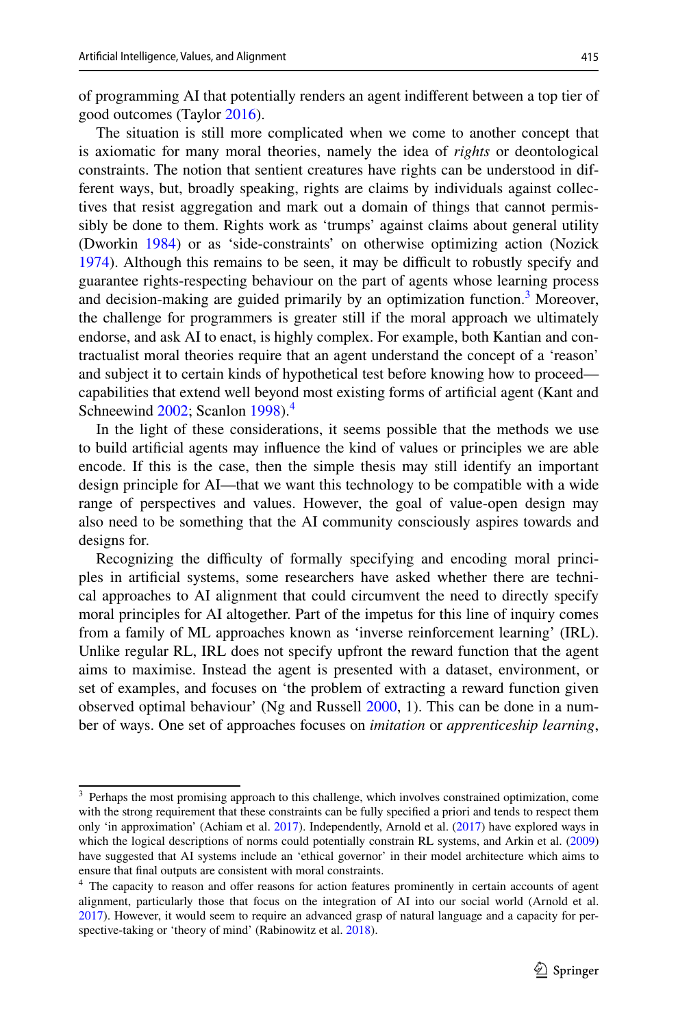of programming AI that potentially renders an agent indifferent between a top tier of good outcomes (Taylor 2016).

The situation is still more complicated when we come to another concept that is axiomatic for many moral theories, namely the idea of *rights* or deontological constraints. The notion that sentient creatures have rights can be understood in different ways, but, broadly speaking, rights are claims by individuals against collectives that resist aggregation and mark out a domain of things that cannot permissibly be done to them. Rights work as 'trumps' against claims about general utility (Dworkin 1984) or as 'side-constraints' on otherwise optimizing action (Nozick 1974). Although this remains to be seen, it may be difficult to robustly specify and guarantee rights-respecting behaviour on the part of agents whose learning process and decision-making are guided primarily by an optimization function.[3] Moreover, the challenge for programmers is greater still if the moral approach we ultimately endorse, and ask AI to enact, is highly complex. For example, both Kantian and contractualist moral theories require that an agent understand the concept of a 'reason' and subject it to certain kinds of hypothetical test before knowing how to proceed—capabilities that extend well beyond most existing forms of artificial agent (Kant and Schneewind 2002; Scanlon 1998).[4]

In the light of these considerations, it seems possible that the methods we use to build artificial agents may influence the kind of values or principles we are able encode. If this is the case, then the simple thesis may still identify an important design principle for AI—that we want this technology to be compatible with a wide range of perspectives and values. However, the goal of value-open design may also need to be something that the AI community consciously aspires towards and designs for.

Recognizing the difficulty of formally specifying and encoding moral principles in artificial systems, some researchers have asked whether there are technical approaches to AI alignment that could circumvent the need to directly specify moral principles for AI altogether. Part of the impetus for this line of inquiry comes from a family of ML approaches known as 'inverse reinforcement learning' (IRL). Unlike regular RL, IRL does not specify upfront the reward function that the agent aims to maximise. Instead the agent is presented with a dataset, environment, or set of examples, and focuses on 'the problem of extracting a reward function given observed optimal behaviour' (Ng and Russell 2000, 1). This can be done in a number of ways. One set of approaches focuses on *imitation* or *apprenticeship learning*,

---

[3] Perhaps the most promising approach to this challenge, which involves constrained optimization, come with the strong requirement that these constraints can be fully specified a priori and tends to respect them only 'in approximation' (Achiam et al. 2017). Independently, Arnold et al. (2017) have explored ways in which the logical descriptions of norms could potentially constrain RL systems, and Arkin et al. (2009) have suggested that AI systems include an 'ethical governor' in their model architecture which aims to ensure that final outputs are consistent with moral constraints.

[4] The capacity to reason and offer reasons for action features prominently in certain accounts of agent alignment, particularly those that focus on the integration of AI into our social world (Arnold et al. 2017). However, it would seem to require an advanced grasp of natural language and a capacity for perspective-taking or 'theory of mind' (Rabinowitz et al. 2018).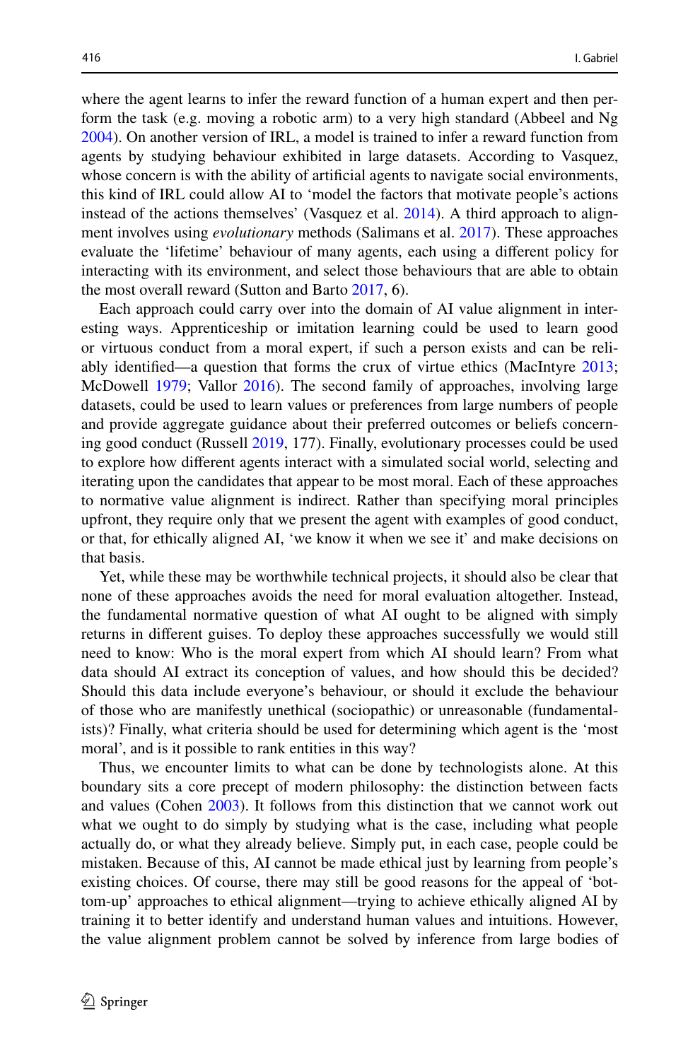where the agent learns to infer the reward function of a human expert and then perform the task (e.g. moving a robotic arm) to a very high standard (Abbeel and Ng 2004). On another version of IRL, a model is trained to infer a reward function from agents by studying behaviour exhibited in large datasets. According to Vasquez, whose concern is with the ability of artificial agents to navigate social environments, this kind of IRL could allow AI to 'model the factors that motivate people's actions instead of the actions themselves' (Vasquez et al. 2014). A third approach to alignment involves using *evolutionary* methods (Salimans et al. 2017). These approaches evaluate the 'lifetime' behaviour of many agents, each using a different policy for interacting with its environment, and select those behaviours that are able to obtain the most overall reward (Sutton and Barto 2017, 6).

Each approach could carry over into the domain of AI value alignment in interesting ways. Apprenticeship or imitation learning could be used to learn good or virtuous conduct from a moral expert, if such a person exists and can be reliably identified—a question that forms the crux of virtue ethics (MacIntyre 2013; McDowell 1979; Vallor 2016). The second family of approaches, involving large datasets, could be used to learn values or preferences from large numbers of people and provide aggregate guidance about their preferred outcomes or beliefs concerning good conduct (Russell 2019, 177). Finally, evolutionary processes could be used to explore how different agents interact with a simulated social world, selecting and iterating upon the candidates that appear to be most moral. Each of these approaches to normative value alignment is indirect. Rather than specifying moral principles upfront, they require only that we present the agent with examples of good conduct, or that, for ethically aligned AI, 'we know it when we see it' and make decisions on that basis.

Yet, while these may be worthwhile technical projects, it should also be clear that none of these approaches avoids the need for moral evaluation altogether. Instead, the fundamental normative question of what AI ought to be aligned with simply returns in different guises. To deploy these approaches successfully we would still need to know: Who is the moral expert from which AI should learn? From what data should AI extract its conception of values, and how should this be decided? Should this data include everyone's behaviour, or should it exclude the behaviour of those who are manifestly unethical (sociopathic) or unreasonable (fundamentalists)? Finally, what criteria should be used for determining which agent is the 'most moral', and is it possible to rank entities in this way?

Thus, we encounter limits to what can be done by technologists alone. At this boundary sits a core precept of modern philosophy: the distinction between facts and values (Cohen 2003). It follows from this distinction that we cannot work out what we ought to do simply by studying what is the case, including what people actually do, or what they already believe. Simply put, in each case, people could be mistaken. Because of this, AI cannot be made ethical just by learning from people's existing choices. Of course, there may still be good reasons for the appeal of 'bottom-up' approaches to ethical alignment—trying to achieve ethically aligned AI by training it to better identify and understand human values and intuitions. However, the value alignment problem cannot be solved by inference from large bodies of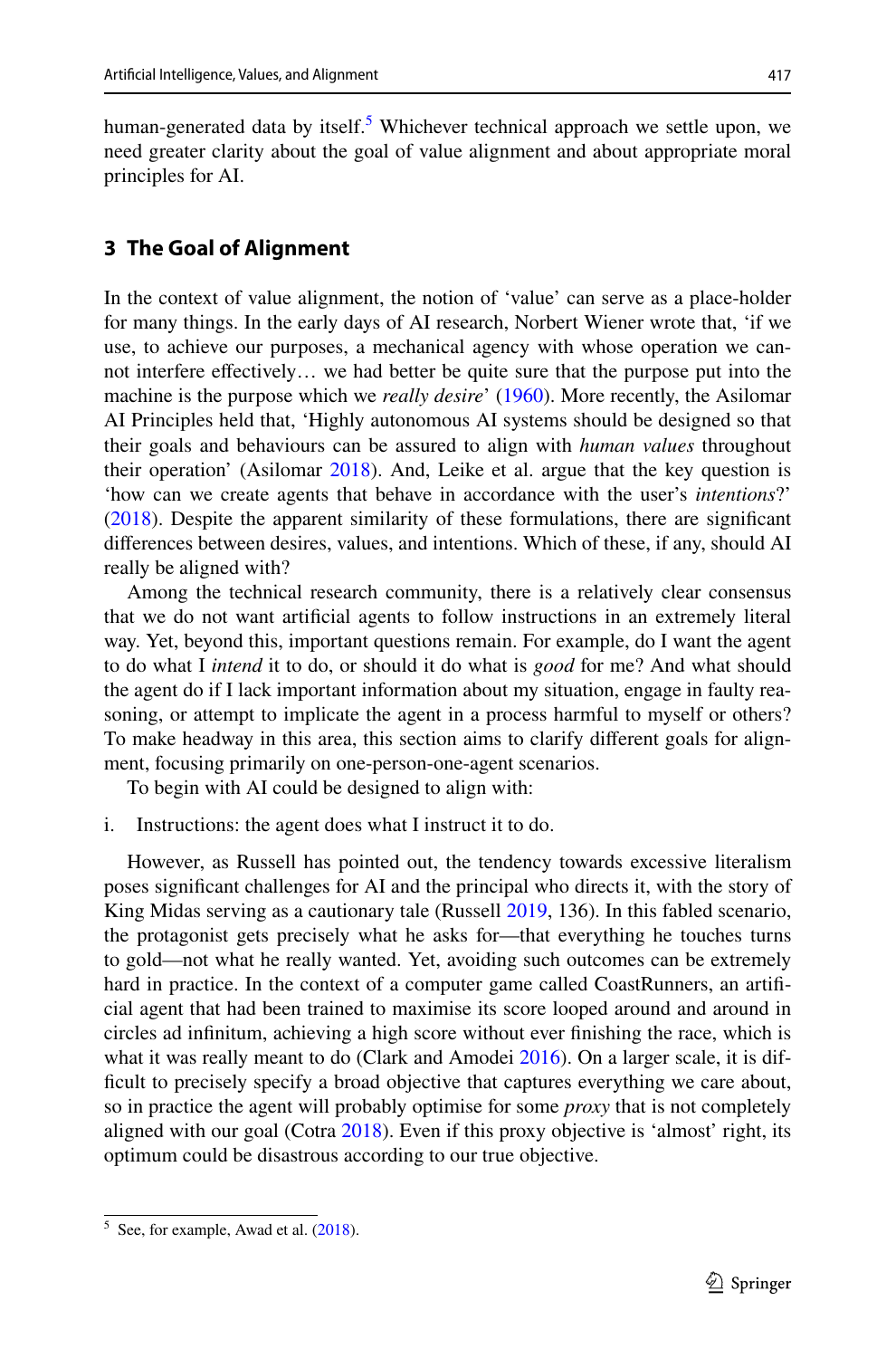human-generated data by itself.[5] Whichever technical approach we settle upon, we need greater clarity about the goal of value alignment and about appropriate moral principles for AI.

## 3 The Goal of Alignment

In the context of value alignment, the notion of 'value' can serve as a place-holder for many things. In the early days of AI research, Norbert Wiener wrote that, 'if we use, to achieve our purposes, a mechanical agency with whose operation we cannot interfere effectively… we had better be quite sure that the purpose put into the machine is the purpose which we *really desire*' (1960). More recently, the Asilomar AI Principles held that, 'Highly autonomous AI systems should be designed so that their goals and behaviours can be assured to align with *human values* throughout their operation' (Asilomar 2018). And, Leike et al. argue that the key question is 'how can we create agents that behave in accordance with the user's *intentions*?' (2018). Despite the apparent similarity of these formulations, there are significant differences between desires, values, and intentions. Which of these, if any, should AI really be aligned with?

Among the technical research community, there is a relatively clear consensus that we do not want artificial agents to follow instructions in an extremely literal way. Yet, beyond this, important questions remain. For example, do I want the agent to do what I *intend* it to do, or should it do what is *good* for me? And what should the agent do if I lack important information about my situation, engage in faulty reasoning, or attempt to implicate the agent in a process harmful to myself or others? To make headway in this area, this section aims to clarify different goals for alignment, focusing primarily on one-person-one-agent scenarios.

To begin with AI could be designed to align with:

i. Instructions: the agent does what I instruct it to do.

However, as Russell has pointed out, the tendency towards excessive literalism poses significant challenges for AI and the principal who directs it, with the story of King Midas serving as a cautionary tale (Russell 2019, 136). In this fabled scenario, the protagonist gets precisely what he asks for—that everything he touches turns to gold—not what he really wanted. Yet, avoiding such outcomes can be extremely hard in practice. In the context of a computer game called CoastRunners, an artificial agent that had been trained to maximise its score looped around and around in circles ad infinitum, achieving a high score without ever finishing the race, which is what it was really meant to do (Clark and Amodei 2016). On a larger scale, it is difficult to precisely specify a broad objective that captures everything we care about, so in practice the agent will probably optimise for some *proxy* that is not completely aligned with our goal (Cotra 2018). Even if this proxy objective is 'almost' right, its optimum could be disastrous according to our true objective.

[5] See, for example, Awad et al. (2018).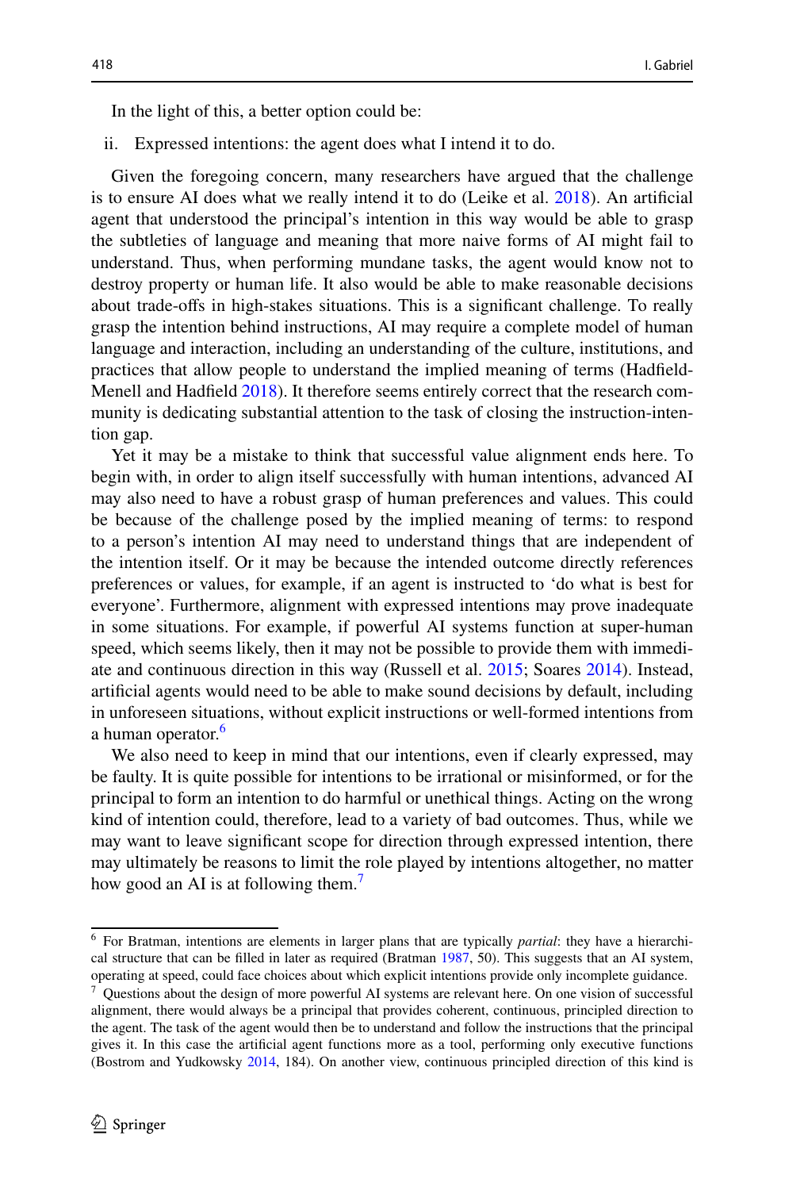In the light of this, a better option could be:

ii. Expressed intentions: the agent does what I intend it to do.

Given the foregoing concern, many researchers have argued that the challenge is to ensure AI does what we really intend it to do (Leike et al. 2018). An artificial agent that understood the principal's intention in this way would be able to grasp the subtleties of language and meaning that more naive forms of AI might fail to understand. Thus, when performing mundane tasks, the agent would know not to destroy property or human life. It also would be able to make reasonable decisions about trade-offs in high-stakes situations. This is a significant challenge. To really grasp the intention behind instructions, AI may require a complete model of human language and interaction, including an understanding of the culture, institutions, and practices that allow people to understand the implied meaning of terms (Hadfield-Menell and Hadfield 2018). It therefore seems entirely correct that the research community is dedicating substantial attention to the task of closing the instruction-intention gap.

Yet it may be a mistake to think that successful value alignment ends here. To begin with, in order to align itself successfully with human intentions, advanced AI may also need to have a robust grasp of human preferences and values. This could be because of the challenge posed by the implied meaning of terms: to respond to a person's intention AI may need to understand things that are independent of the intention itself. Or it may be because the intended outcome directly references preferences or values, for example, if an agent is instructed to 'do what is best for everyone'. Furthermore, alignment with expressed intentions may prove inadequate in some situations. For example, if powerful AI systems function at super-human speed, which seems likely, then it may not be possible to provide them with immediate and continuous direction in this way (Russell et al. 2015; Soares 2014). Instead, artificial agents would need to be able to make sound decisions by default, including in unforeseen situations, without explicit instructions or well-formed intentions from a human operator.[6]

We also need to keep in mind that our intentions, even if clearly expressed, may be faulty. It is quite possible for intentions to be irrational or misinformed, or for the principal to form an intention to do harmful or unethical things. Acting on the wrong kind of intention could, therefore, lead to a variety of bad outcomes. Thus, while we may want to leave significant scope for direction through expressed intention, there may ultimately be reasons to limit the role played by intentions altogether, no matter how good an AI is at following them.[7]

---

[6] For Bratman, intentions are elements in larger plans that are typically *partial*: they have a hierarchical structure that can be filled in later as required (Bratman 1987, 50). This suggests that an AI system, operating at speed, could face choices about which explicit intentions provide only incomplete guidance.

[7] Questions about the design of more powerful AI systems are relevant here. On one vision of successful alignment, there would always be a principal that provides coherent, continuous, principled direction to the agent. The task of the agent would then be to understand and follow the instructions that the principal gives it. In this case the artificial agent functions more as a tool, performing only executive functions (Bostrom and Yudkowsky 2014, 184). On another view, continuous principled direction of this kind is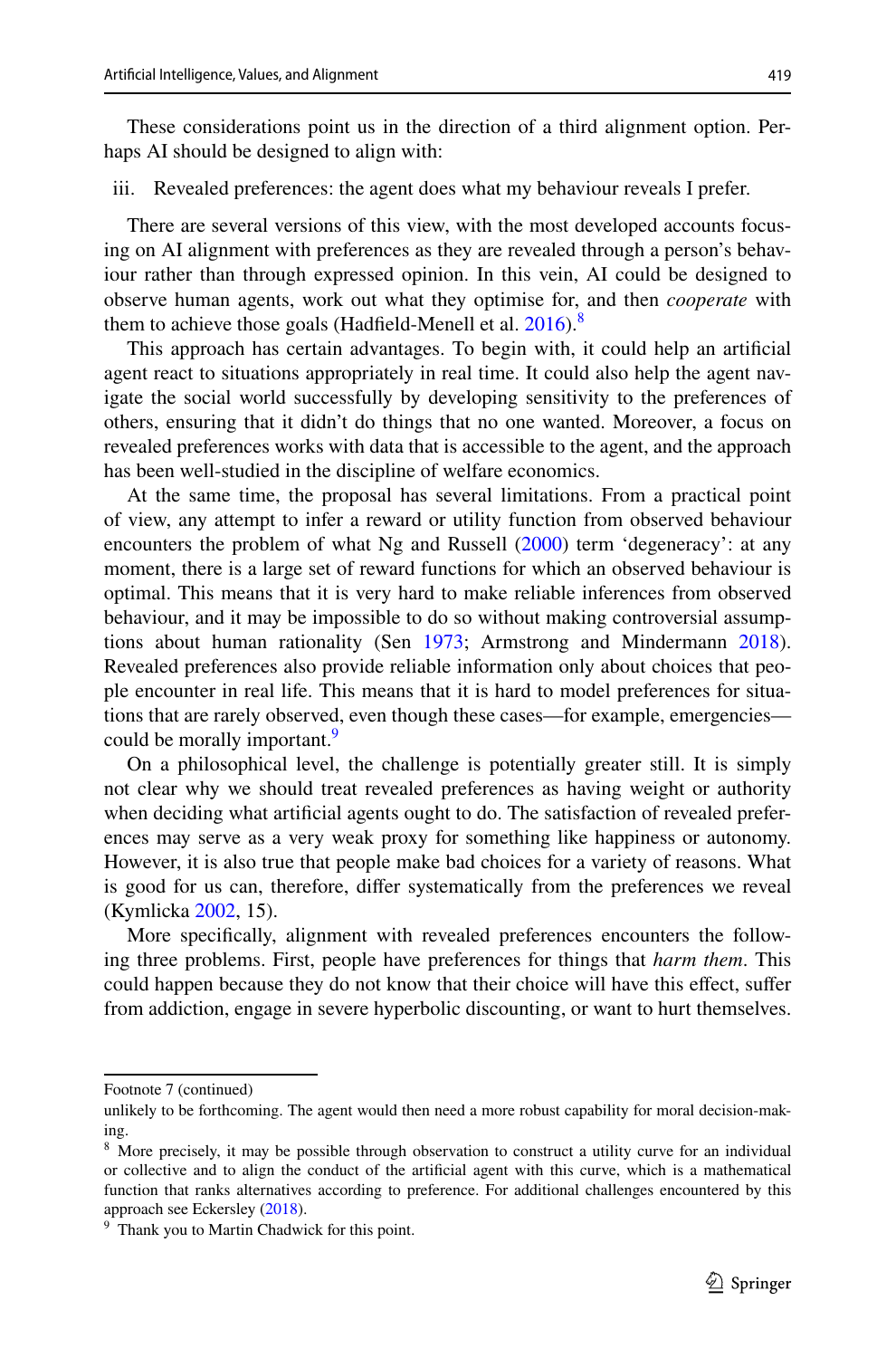These considerations point us in the direction of a third alignment option. Perhaps AI should be designed to align with:

iii. Revealed preferences: the agent does what my behaviour reveals I prefer.

There are several versions of this view, with the most developed accounts focusing on AI alignment with preferences as they are revealed through a person's behaviour rather than through expressed opinion. In this vein, AI could be designed to observe human agents, work out what they optimise for, and then *cooperate* with them to achieve those goals (Hadfield-Menell et al. 2016).[8]

This approach has certain advantages. To begin with, it could help an artificial agent react to situations appropriately in real time. It could also help the agent navigate the social world successfully by developing sensitivity to the preferences of others, ensuring that it didn't do things that no one wanted. Moreover, a focus on revealed preferences works with data that is accessible to the agent, and the approach has been well-studied in the discipline of welfare economics.

At the same time, the proposal has several limitations. From a practical point of view, any attempt to infer a reward or utility function from observed behaviour encounters the problem of what Ng and Russell (2000) term 'degeneracy': at any moment, there is a large set of reward functions for which an observed behaviour is optimal. This means that it is very hard to make reliable inferences from observed behaviour, and it may be impossible to do so without making controversial assumptions about human rationality (Sen 1973; Armstrong and Mindermann 2018). Revealed preferences also provide reliable information only about choices that people encounter in real life. This means that it is hard to model preferences for situations that are rarely observed, even though these cases—for example, emergencies—could be morally important.[9]

On a philosophical level, the challenge is potentially greater still. It is simply not clear why we should treat revealed preferences as having weight or authority when deciding what artificial agents ought to do. The satisfaction of revealed preferences may serve as a very weak proxy for something like happiness or autonomy. However, it is also true that people make bad choices for a variety of reasons. What is good for us can, therefore, differ systematically from the preferences we reveal (Kymlicka 2002, 15).

More specifically, alignment with revealed preferences encounters the following three problems. First, people have preferences for things that *harm them*. This could happen because they do not know that their choice will have this effect, suffer from addiction, engage in severe hyperbolic discounting, or want to hurt themselves.

---

Footnote 7 (continued)
unlikely to be forthcoming. The agent would then need a more robust capability for moral decision-making.

[8] More precisely, it may be possible through observation to construct a utility curve for an individual or collective and to align the conduct of the artificial agent with this curve, which is a mathematical function that ranks alternatives according to preference. For additional challenges encountered by this approach see Eckersley (2018).

[9] Thank you to Martin Chadwick for this point.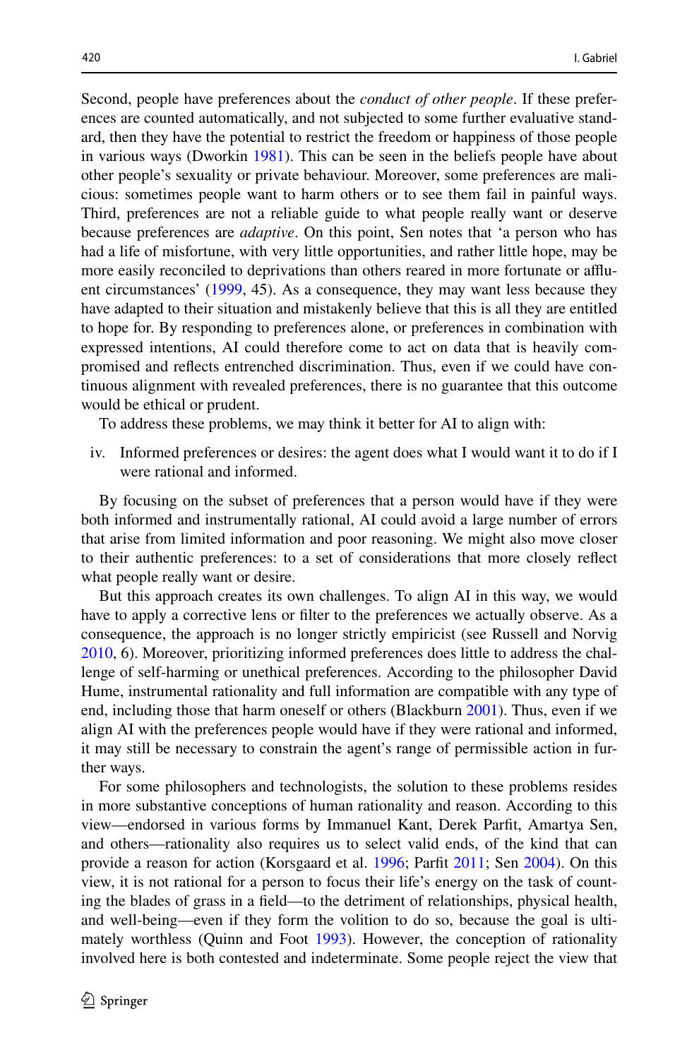Second, people have preferences about the *conduct of other people*. If these preferences are counted automatically, and not subjected to some further evaluative standard, then they have the potential to restrict the freedom or happiness of those people in various ways (Dworkin 1981). This can be seen in the beliefs people have about other people's sexuality or private behaviour. Moreover, some preferences are malicious: sometimes people want to harm others or to see them fail in painful ways. Third, preferences are not a reliable guide to what people really want or deserve because preferences are *adaptive*. On this point, Sen notes that 'a person who has had a life of misfortune, with very little opportunities, and rather little hope, may be more easily reconciled to deprivations than others reared in more fortunate or affluent circumstances' (1999, 45). As a consequence, they may want less because they have adapted to their situation and mistakenly believe that this is all they are entitled to hope for. By responding to preferences alone, or preferences in combination with expressed intentions, AI could therefore come to act on data that is heavily compromised and reflects entrenched discrimination. Thus, even if we could have continuous alignment with revealed preferences, there is no guarantee that this outcome would be ethical or prudent.

To address these problems, we may think it better for AI to align with:

iv. Informed preferences or desires: the agent does what I would want it to do if I were rational and informed.

By focusing on the subset of preferences that a person would have if they were both informed and instrumentally rational, AI could avoid a large number of errors that arise from limited information and poor reasoning. We might also move closer to their authentic preferences: to a set of considerations that more closely reflect what people really want or desire.

But this approach creates its own challenges. To align AI in this way, we would have to apply a corrective lens or filter to the preferences we actually observe. As a consequence, the approach is no longer strictly empiricist (see Russell and Norvig 2010, 6). Moreover, prioritizing informed preferences does little to address the challenge of self-harming or unethical preferences. According to the philosopher David Hume, instrumental rationality and full information are compatible with any type of end, including those that harm oneself or others (Blackburn 2001). Thus, even if we align AI with the preferences people would have if they were rational and informed, it may still be necessary to constrain the agent's range of permissible action in further ways.

For some philosophers and technologists, the solution to these problems resides in more substantive conceptions of human rationality and reason. According to this view—endorsed in various forms by Immanuel Kant, Derek Parfit, Amartya Sen, and others—rationality also requires us to select valid ends, of the kind that can provide a reason for action (Korsgaard et al. 1996; Parfit 2011; Sen 2004). On this view, it is not rational for a person to focus their life's energy on the task of counting the blades of grass in a field—to the detriment of relationships, physical health, and well-being—even if they form the volition to do so, because the goal is ultimately worthless (Quinn and Foot 1993). However, the conception of rationality involved here is both contested and indeterminate. Some people reject the view that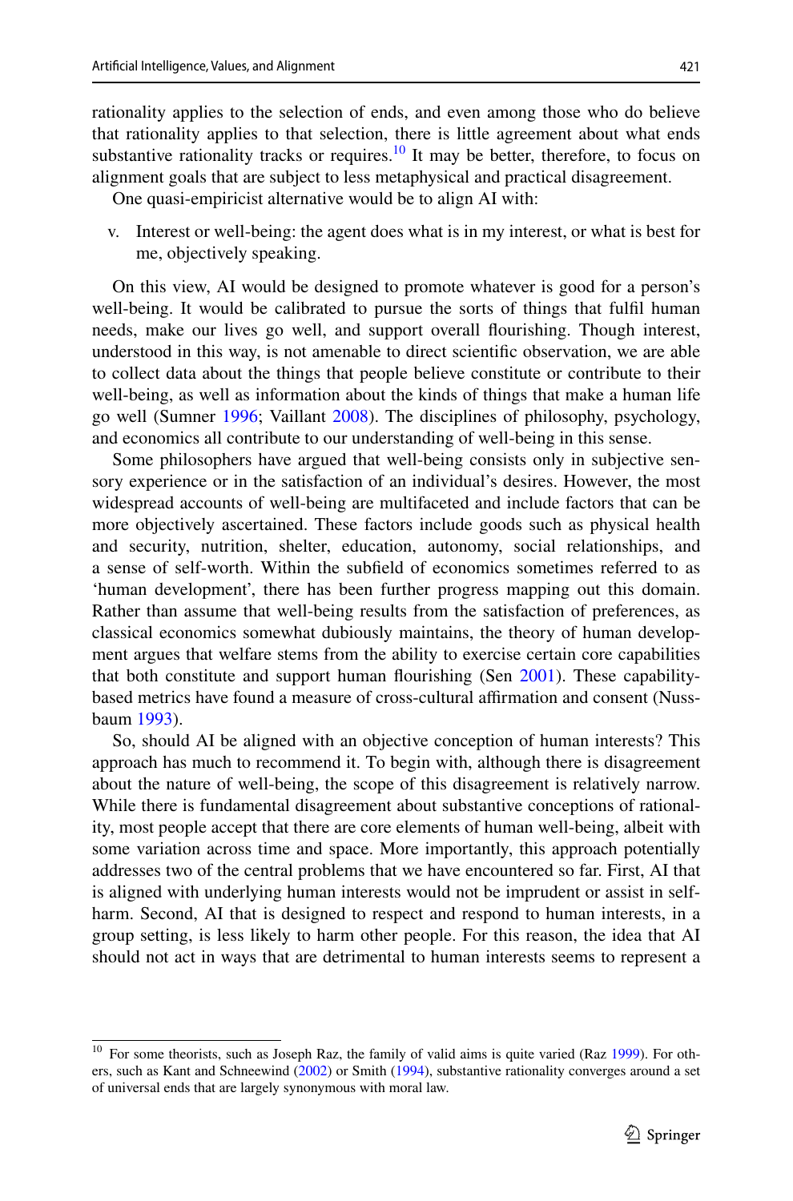rationality applies to the selection of ends, and even among those who do believe that rationality applies to that selection, there is little agreement about what ends substantive rationality tracks or requires.[10] It may be better, therefore, to focus on alignment goals that are subject to less metaphysical and practical disagreement.

One quasi-empiricist alternative would be to align AI with:

v. Interest or well-being: the agent does what is in my interest, or what is best for me, objectively speaking.

On this view, AI would be designed to promote whatever is good for a person's well-being. It would be calibrated to pursue the sorts of things that fulfil human needs, make our lives go well, and support overall flourishing. Though interest, understood in this way, is not amenable to direct scientific observation, we are able to collect data about the things that people believe constitute or contribute to their well-being, as well as information about the kinds of things that make a human life go well (Sumner 1996; Vaillant 2008). The disciplines of philosophy, psychology, and economics all contribute to our understanding of well-being in this sense.

Some philosophers have argued that well-being consists only in subjective sensory experience or in the satisfaction of an individual's desires. However, the most widespread accounts of well-being are multifaceted and include factors that can be more objectively ascertained. These factors include goods such as physical health and security, nutrition, shelter, education, autonomy, social relationships, and a sense of self-worth. Within the subfield of economics sometimes referred to as 'human development', there has been further progress mapping out this domain. Rather than assume that well-being results from the satisfaction of preferences, as classical economics somewhat dubiously maintains, the theory of human development argues that welfare stems from the ability to exercise certain core capabilities that both constitute and support human flourishing (Sen 2001). These capability-based metrics have found a measure of cross-cultural affirmation and consent (Nussbaum 1993).

So, should AI be aligned with an objective conception of human interests? This approach has much to recommend it. To begin with, although there is disagreement about the nature of well-being, the scope of this disagreement is relatively narrow. While there is fundamental disagreement about substantive conceptions of rationality, most people accept that there are core elements of human well-being, albeit with some variation across time and space. More importantly, this approach potentially addresses two of the central problems that we have encountered so far. First, AI that is aligned with underlying human interests would not be imprudent or assist in self-harm. Second, AI that is designed to respect and respond to human interests, in a group setting, is less likely to harm other people. For this reason, the idea that AI should not act in ways that are detrimental to human interests seems to represent a

---

[10] For some theorists, such as Joseph Raz, the family of valid aims is quite varied (Raz 1999). For others, such as Kant and Schneewind (2002) or Smith (1994), substantive rationality converges around a set of universal ends that are largely synonymous with moral law.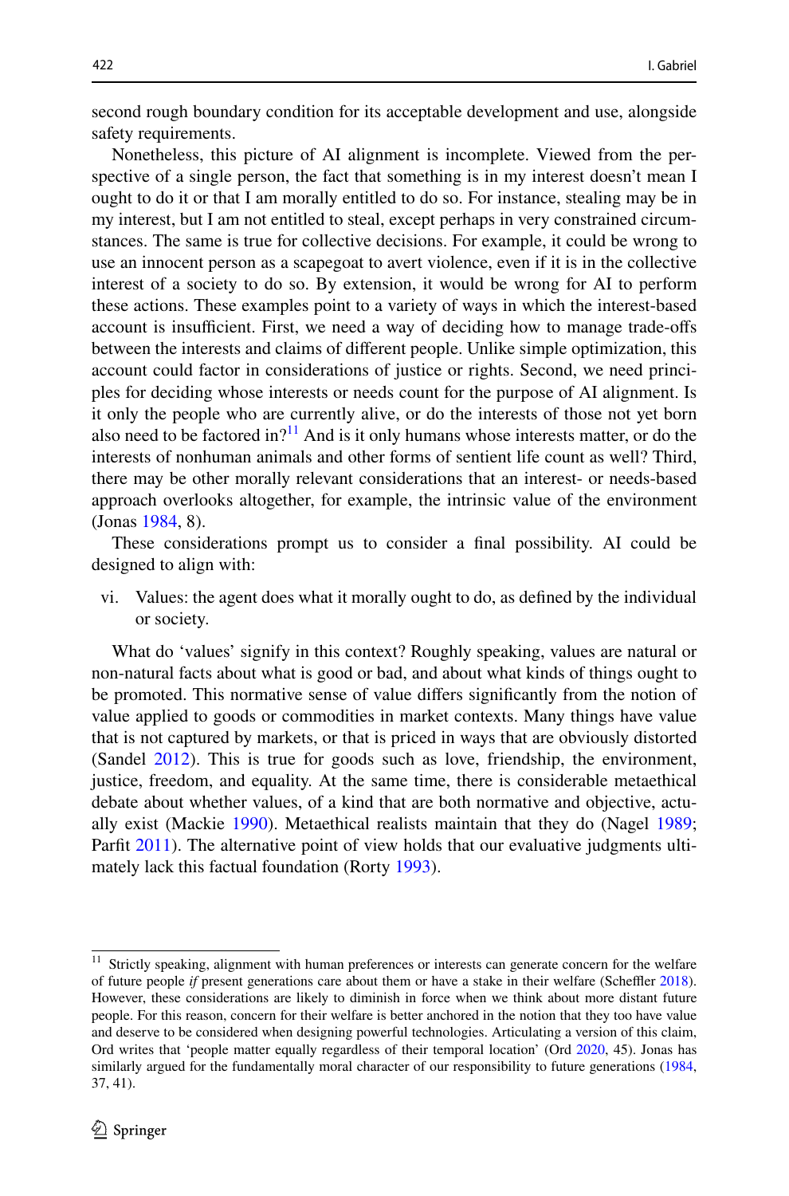second rough boundary condition for its acceptable development and use, alongside safety requirements.

Nonetheless, this picture of AI alignment is incomplete. Viewed from the perspective of a single person, the fact that something is in my interest doesn't mean I ought to do it or that I am morally entitled to do so. For instance, stealing may be in my interest, but I am not entitled to steal, except perhaps in very constrained circumstances. The same is true for collective decisions. For example, it could be wrong to use an innocent person as a scapegoat to avert violence, even if it is in the collective interest of a society to do so. By extension, it would be wrong for AI to perform these actions. These examples point to a variety of ways in which the interest-based account is insufficient. First, we need a way of deciding how to manage trade-offs between the interests and claims of different people. Unlike simple optimization, this account could factor in considerations of justice or rights. Second, we need principles for deciding whose interests or needs count for the purpose of AI alignment. Is it only the people who are currently alive, or do the interests of those not yet born also need to be factored in?[11] And is it only humans whose interests matter, or do the interests of nonhuman animals and other forms of sentient life count as well? Third, there may be other morally relevant considerations that an interest- or needs-based approach overlooks altogether, for example, the intrinsic value of the environment (Jonas 1984, 8).

These considerations prompt us to consider a final possibility. AI could be designed to align with:

vi. Values: the agent does what it morally ought to do, as defined by the individual or society.

What do 'values' signify in this context? Roughly speaking, values are natural or non-natural facts about what is good or bad, and about what kinds of things ought to be promoted. This normative sense of value differs significantly from the notion of value applied to goods or commodities in market contexts. Many things have value that is not captured by markets, or that is priced in ways that are obviously distorted (Sandel 2012). This is true for goods such as love, friendship, the environment, justice, freedom, and equality. At the same time, there is considerable metaethical debate about whether values, of a kind that are both normative and objective, actually exist (Mackie 1990). Metaethical realists maintain that they do (Nagel 1989; Parfit 2011). The alternative point of view holds that our evaluative judgments ultimately lack this factual foundation (Rorty 1993).

---

[11] Strictly speaking, alignment with human preferences or interests can generate concern for the welfare of future people *if* present generations care about them or have a stake in their welfare (Scheffler 2018). However, these considerations are likely to diminish in force when we think about more distant future people. For this reason, concern for their welfare is better anchored in the notion that they too have value and deserve to be considered when designing powerful technologies. Articulating a version of this claim, Ord writes that 'people matter equally regardless of their temporal location' (Ord 2020, 45). Jonas has similarly argued for the fundamentally moral character of our responsibility to future generations (1984, 37, 41).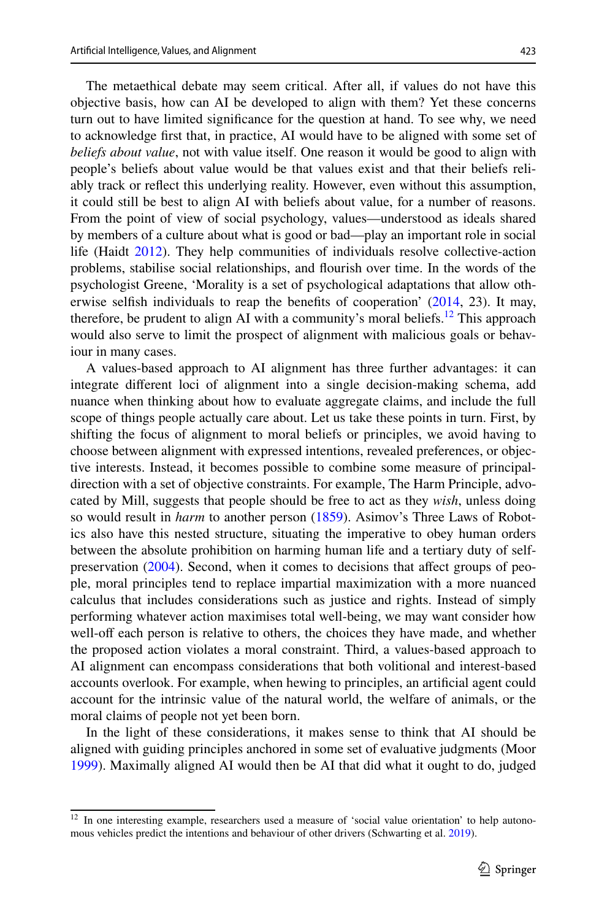The metaethical debate may seem critical. After all, if values do not have this objective basis, how can AI be developed to align with them? Yet these concerns turn out to have limited significance for the question at hand. To see why, we need to acknowledge first that, in practice, AI would have to be aligned with some set of *beliefs about value*, not with value itself. One reason it would be good to align with people's beliefs about value would be that values exist and that their beliefs reliably track or reflect this underlying reality. However, even without this assumption, it could still be best to align AI with beliefs about value, for a number of reasons. From the point of view of social psychology, values—understood as ideals shared by members of a culture about what is good or bad—play an important role in social life (Haidt 2012). They help communities of individuals resolve collective-action problems, stabilise social relationships, and flourish over time. In the words of the psychologist Greene, 'Morality is a set of psychological adaptations that allow otherwise selfish individuals to reap the benefits of cooperation' (2014, 23). It may, therefore, be prudent to align AI with a community's moral beliefs.[12] This approach would also serve to limit the prospect of alignment with malicious goals or behaviour in many cases.

A values-based approach to AI alignment has three further advantages: it can integrate different loci of alignment into a single decision-making schema, add nuance when thinking about how to evaluate aggregate claims, and include the full scope of things people actually care about. Let us take these points in turn. First, by shifting the focus of alignment to moral beliefs or principles, we avoid having to choose between alignment with expressed intentions, revealed preferences, or objective interests. Instead, it becomes possible to combine some measure of principal-direction with a set of objective constraints. For example, The Harm Principle, advocated by Mill, suggests that people should be free to act as they *wish*, unless doing so would result in *harm* to another person (1859). Asimov's Three Laws of Robotics also have this nested structure, situating the imperative to obey human orders between the absolute prohibition on harming human life and a tertiary duty of self-preservation (2004). Second, when it comes to decisions that affect groups of people, moral principles tend to replace impartial maximization with a more nuanced calculus that includes considerations such as justice and rights. Instead of simply performing whatever action maximises total well-being, we may want consider how well-off each person is relative to others, the choices they have made, and whether the proposed action violates a moral constraint. Third, a values-based approach to AI alignment can encompass considerations that both volitional and interest-based accounts overlook. For example, when hewing to principles, an artificial agent could account for the intrinsic value of the natural world, the welfare of animals, or the moral claims of people not yet been born.

In the light of these considerations, it makes sense to think that AI should be aligned with guiding principles anchored in some set of evaluative judgments (Moor 1999). Maximally aligned AI would then be AI that did what it ought to do, judged

[12] In one interesting example, researchers used a measure of 'social value orientation' to help autonomous vehicles predict the intentions and behaviour of other drivers (Schwarting et al. 2019).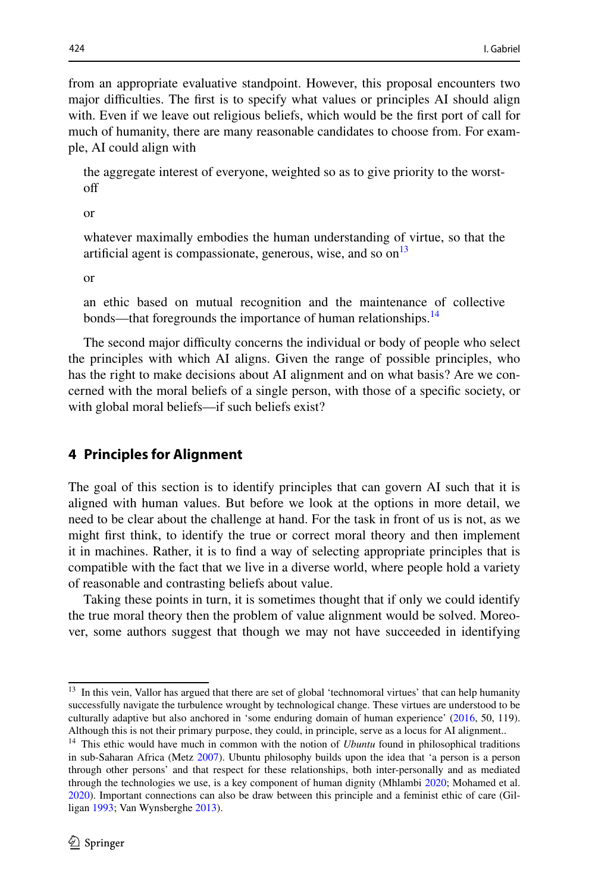from an appropriate evaluative standpoint. However, this proposal encounters two major difficulties. The first is to specify what values or principles AI should align with. Even if we leave out religious beliefs, which would be the first port of call for much of humanity, there are many reasonable candidates to choose from. For example, AI could align with

> the aggregate interest of everyone, weighted so as to give priority to the worst-off
>
> or
>
> whatever maximally embodies the human understanding of virtue, so that the artificial agent is compassionate, generous, wise, and so on[13]
>
> or
>
> an ethic based on mutual recognition and the maintenance of collective bonds—that foregrounds the importance of human relationships.[14]

The second major difficulty concerns the individual or body of people who select the principles with which AI aligns. Given the range of possible principles, who has the right to make decisions about AI alignment and on what basis? Are we concerned with the moral beliefs of a single person, with those of a specific society, or with global moral beliefs—if such beliefs exist?

## 4 Principles for Alignment

The goal of this section is to identify principles that can govern AI such that it is aligned with human values. But before we look at the options in more detail, we need to be clear about the challenge at hand. For the task in front of us is not, as we might first think, to identify the true or correct moral theory and then implement it in machines. Rather, it is to find a way of selecting appropriate principles that is compatible with the fact that we live in a diverse world, where people hold a variety of reasonable and contrasting beliefs about value.

Taking these points in turn, it is sometimes thought that if only we could identify the true moral theory then the problem of value alignment would be solved. Moreover, some authors suggest that though we may not have succeeded in identifying

---

[13] In this vein, Vallor has argued that there are set of global 'technomoral virtues' that can help humanity successfully navigate the turbulence wrought by technological change. These virtues are understood to be culturally adaptive but also anchored in 'some enduring domain of human experience' (2016, 50, 119). Although this is not their primary purpose, they could, in principle, serve as a locus for AI alignment..

[14] This ethic would have much in common with the notion of *Ubuntu* found in philosophical traditions in sub-Saharan Africa (Metz 2007). Ubuntu philosophy builds upon the idea that 'a person is a person through other persons' and that respect for these relationships, both inter-personally and as mediated through the technologies we use, is a key component of human dignity (Mhlambi 2020; Mohamed et al. 2020). Important connections can also be draw between this principle and a feminist ethic of care (Gilligan 1993; Van Wynsberghe 2013).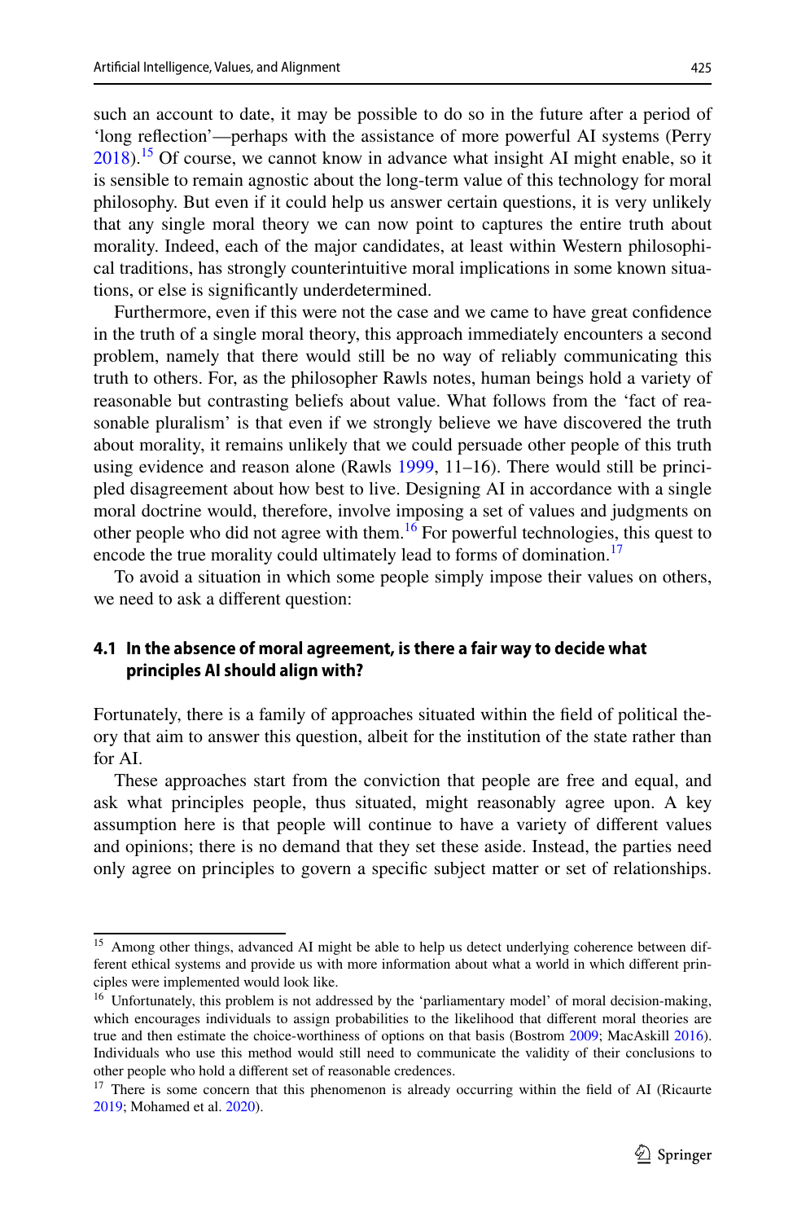such an account to date, it may be possible to do so in the future after a period of 'long reflection'—perhaps with the assistance of more powerful AI systems (Perry 2018).[15] Of course, we cannot know in advance what insight AI might enable, so it is sensible to remain agnostic about the long-term value of this technology for moral philosophy. But even if it could help us answer certain questions, it is very unlikely that any single moral theory we can now point to captures the entire truth about morality. Indeed, each of the major candidates, at least within Western philosophical traditions, has strongly counterintuitive moral implications in some known situations, or else is significantly underdetermined.

Furthermore, even if this were not the case and we came to have great confidence in the truth of a single moral theory, this approach immediately encounters a second problem, namely that there would still be no way of reliably communicating this truth to others. For, as the philosopher Rawls notes, human beings hold a variety of reasonable but contrasting beliefs about value. What follows from the 'fact of reasonable pluralism' is that even if we strongly believe we have discovered the truth about morality, it remains unlikely that we could persuade other people of this truth using evidence and reason alone (Rawls 1999, 11–16). There would still be principled disagreement about how best to live. Designing AI in accordance with a single moral doctrine would, therefore, involve imposing a set of values and judgments on other people who did not agree with them.[16] For powerful technologies, this quest to encode the true morality could ultimately lead to forms of domination.[17]

To avoid a situation in which some people simply impose their values on others, we need to ask a different question:

### 4.1 In the absence of moral agreement, is there a fair way to decide what principles AI should align with?

Fortunately, there is a family of approaches situated within the field of political theory that aim to answer this question, albeit for the institution of the state rather than for AI.

These approaches start from the conviction that people are free and equal, and ask what principles people, thus situated, might reasonably agree upon. A key assumption here is that people will continue to have a variety of different values and opinions; there is no demand that they set these aside. Instead, the parties need only agree on principles to govern a specific subject matter or set of relationships.

---

[15] Among other things, advanced AI might be able to help us detect underlying coherence between different ethical systems and provide us with more information about what a world in which different principles were implemented would look like.

[16] Unfortunately, this problem is not addressed by the 'parliamentary model' of moral decision-making, which encourages individuals to assign probabilities to the likelihood that different moral theories are true and then estimate the choice-worthiness of options on that basis (Bostrom 2009; MacAskill 2016). Individuals who use this method would still need to communicate the validity of their conclusions to other people who hold a different set of reasonable credences.

[17] There is some concern that this phenomenon is already occurring within the field of AI (Ricaurte 2019; Mohamed et al. 2020).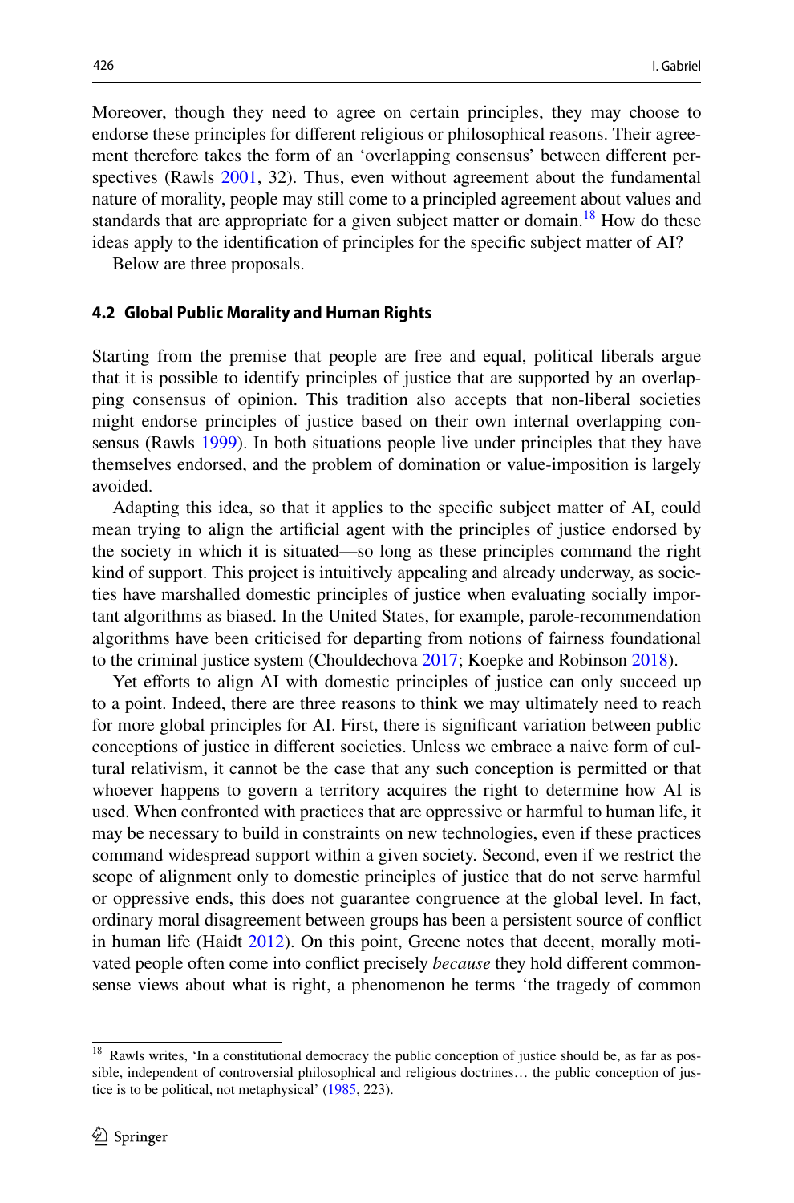Moreover, though they need to agree on certain principles, they may choose to endorse these principles for different religious or philosophical reasons. Their agreement therefore takes the form of an 'overlapping consensus' between different perspectives (Rawls 2001, 32). Thus, even without agreement about the fundamental nature of morality, people may still come to a principled agreement about values and standards that are appropriate for a given subject matter or domain.[18] How do these ideas apply to the identification of principles for the specific subject matter of AI?

Below are three proposals.

### 4.2 Global Public Morality and Human Rights

Starting from the premise that people are free and equal, political liberals argue that it is possible to identify principles of justice that are supported by an overlapping consensus of opinion. This tradition also accepts that non-liberal societies might endorse principles of justice based on their own internal overlapping consensus (Rawls 1999). In both situations people live under principles that they have themselves endorsed, and the problem of domination or value-imposition is largely avoided.

Adapting this idea, so that it applies to the specific subject matter of AI, could mean trying to align the artificial agent with the principles of justice endorsed by the society in which it is situated—so long as these principles command the right kind of support. This project is intuitively appealing and already underway, as societies have marshalled domestic principles of justice when evaluating socially important algorithms as biased. In the United States, for example, parole-recommendation algorithms have been criticised for departing from notions of fairness foundational to the criminal justice system (Chouldechova 2017; Koepke and Robinson 2018).

Yet efforts to align AI with domestic principles of justice can only succeed up to a point. Indeed, there are three reasons to think we may ultimately need to reach for more global principles for AI. First, there is significant variation between public conceptions of justice in different societies. Unless we embrace a naive form of cultural relativism, it cannot be the case that any such conception is permitted or that whoever happens to govern a territory acquires the right to determine how AI is used. When confronted with practices that are oppressive or harmful to human life, it may be necessary to build in constraints on new technologies, even if these practices command widespread support within a given society. Second, even if we restrict the scope of alignment only to domestic principles of justice that do not serve harmful or oppressive ends, this does not guarantee congruence at the global level. In fact, ordinary moral disagreement between groups has been a persistent source of conflict in human life (Haidt 2012). On this point, Greene notes that decent, morally motivated people often come into conflict precisely *because* they hold different commonsense views about what is right, a phenomenon he terms 'the tragedy of common

[18] Rawls writes, 'In a constitutional democracy the public conception of justice should be, as far as possible, independent of controversial philosophical and religious doctrines… the public conception of justice is to be political, not metaphysical' (1985, 223).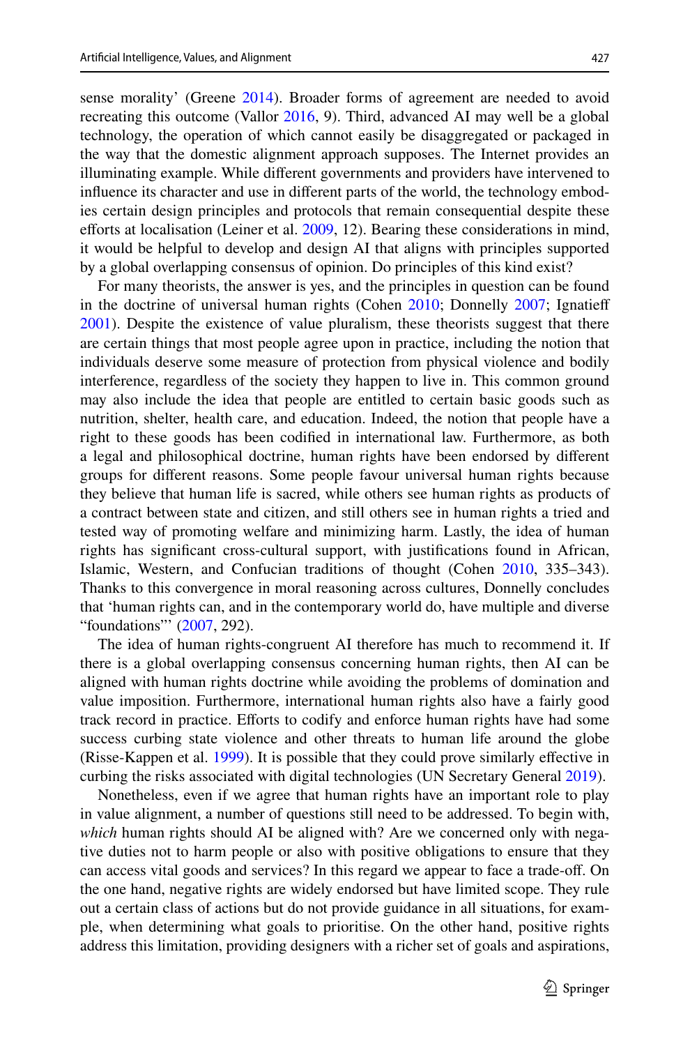sense morality' (Greene 2014). Broader forms of agreement are needed to avoid recreating this outcome (Vallor 2016, 9). Third, advanced AI may well be a global technology, the operation of which cannot easily be disaggregated or packaged in the way that the domestic alignment approach supposes. The Internet provides an illuminating example. While different governments and providers have intervened to influence its character and use in different parts of the world, the technology embodies certain design principles and protocols that remain consequential despite these efforts at localisation (Leiner et al. 2009, 12). Bearing these considerations in mind, it would be helpful to develop and design AI that aligns with principles supported by a global overlapping consensus of opinion. Do principles of this kind exist?

For many theorists, the answer is yes, and the principles in question can be found in the doctrine of universal human rights (Cohen 2010; Donnelly 2007; Ignatieff 2001). Despite the existence of value pluralism, these theorists suggest that there are certain things that most people agree upon in practice, including the notion that individuals deserve some measure of protection from physical violence and bodily interference, regardless of the society they happen to live in. This common ground may also include the idea that people are entitled to certain basic goods such as nutrition, shelter, health care, and education. Indeed, the notion that people have a right to these goods has been codified in international law. Furthermore, as both a legal and philosophical doctrine, human rights have been endorsed by different groups for different reasons. Some people favour universal human rights because they believe that human life is sacred, while others see human rights as products of a contract between state and citizen, and still others see in human rights a tried and tested way of promoting welfare and minimizing harm. Lastly, the idea of human rights has significant cross-cultural support, with justifications found in African, Islamic, Western, and Confucian traditions of thought (Cohen 2010, 335–343). Thanks to this convergence in moral reasoning across cultures, Donnelly concludes that 'human rights can, and in the contemporary world do, have multiple and diverse "foundations"' (2007, 292).

The idea of human rights-congruent AI therefore has much to recommend it. If there is a global overlapping consensus concerning human rights, then AI can be aligned with human rights doctrine while avoiding the problems of domination and value imposition. Furthermore, international human rights also have a fairly good track record in practice. Efforts to codify and enforce human rights have had some success curbing state violence and other threats to human life around the globe (Risse-Kappen et al. 1999). It is possible that they could prove similarly effective in curbing the risks associated with digital technologies (UN Secretary General 2019).

Nonetheless, even if we agree that human rights have an important role to play in value alignment, a number of questions still need to be addressed. To begin with, *which* human rights should AI be aligned with? Are we concerned only with negative duties not to harm people or also with positive obligations to ensure that they can access vital goods and services? In this regard we appear to face a trade-off. On the one hand, negative rights are widely endorsed but have limited scope. They rule out a certain class of actions but do not provide guidance in all situations, for example, when determining what goals to prioritise. On the other hand, positive rights address this limitation, providing designers with a richer set of goals and aspirations,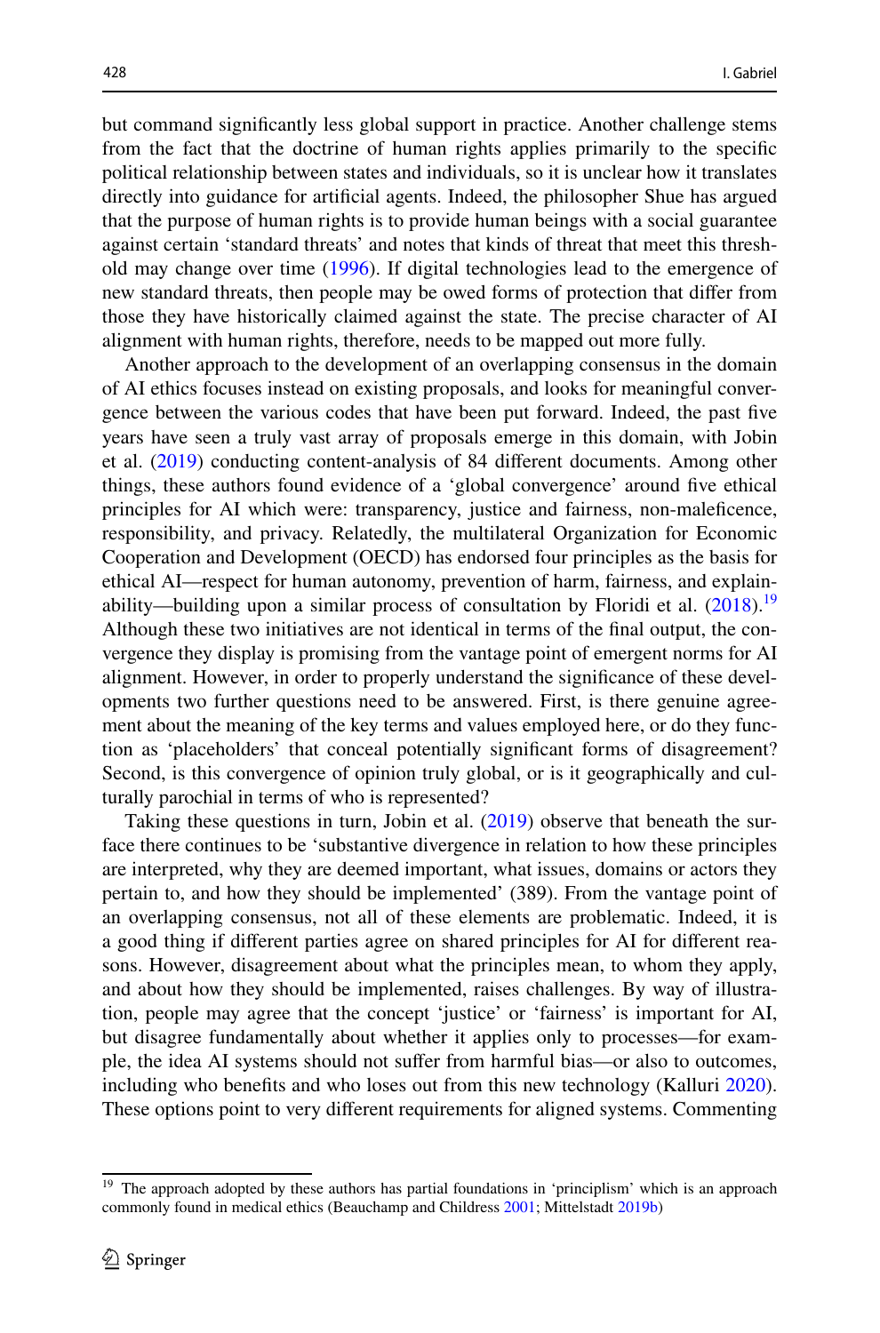but command significantly less global support in practice. Another challenge stems from the fact that the doctrine of human rights applies primarily to the specific political relationship between states and individuals, so it is unclear how it translates directly into guidance for artificial agents. Indeed, the philosopher Shue has argued that the purpose of human rights is to provide human beings with a social guarantee against certain 'standard threats' and notes that kinds of threat that meet this threshold may change over time (1996). If digital technologies lead to the emergence of new standard threats, then people may be owed forms of protection that differ from those they have historically claimed against the state. The precise character of AI alignment with human rights, therefore, needs to be mapped out more fully.

Another approach to the development of an overlapping consensus in the domain of AI ethics focuses instead on existing proposals, and looks for meaningful convergence between the various codes that have been put forward. Indeed, the past five years have seen a truly vast array of proposals emerge in this domain, with Jobin et al. (2019) conducting content-analysis of 84 different documents. Among other things, these authors found evidence of a 'global convergence' around five ethical principles for AI which were: transparency, justice and fairness, non-maleficence, responsibility, and privacy. Relatedly, the multilateral Organization for Economic Cooperation and Development (OECD) has endorsed four principles as the basis for ethical AI—respect for human autonomy, prevention of harm, fairness, and explainability—building upon a similar process of consultation by Floridi et al. (2018).[19] Although these two initiatives are not identical in terms of the final output, the convergence they display is promising from the vantage point of emergent norms for AI alignment. However, in order to properly understand the significance of these developments two further questions need to be answered. First, is there genuine agreement about the meaning of the key terms and values employed here, or do they function as 'placeholders' that conceal potentially significant forms of disagreement? Second, is this convergence of opinion truly global, or is it geographically and culturally parochial in terms of who is represented?

Taking these questions in turn, Jobin et al. (2019) observe that beneath the surface there continues to be 'substantive divergence in relation to how these principles are interpreted, why they are deemed important, what issues, domains or actors they pertain to, and how they should be implemented' (389). From the vantage point of an overlapping consensus, not all of these elements are problematic. Indeed, it is a good thing if different parties agree on shared principles for AI for different reasons. However, disagreement about what the principles mean, to whom they apply, and about how they should be implemented, raises challenges. By way of illustration, people may agree that the concept 'justice' or 'fairness' is important for AI, but disagree fundamentally about whether it applies only to processes—for example, the idea AI systems should not suffer from harmful bias—or also to outcomes, including who benefits and who loses out from this new technology (Kalluri 2020). These options point to very different requirements for aligned systems. Commenting

[19] The approach adopted by these authors has partial foundations in 'principlism' which is an approach commonly found in medical ethics (Beauchamp and Childress 2001; Mittelstadt 2019b)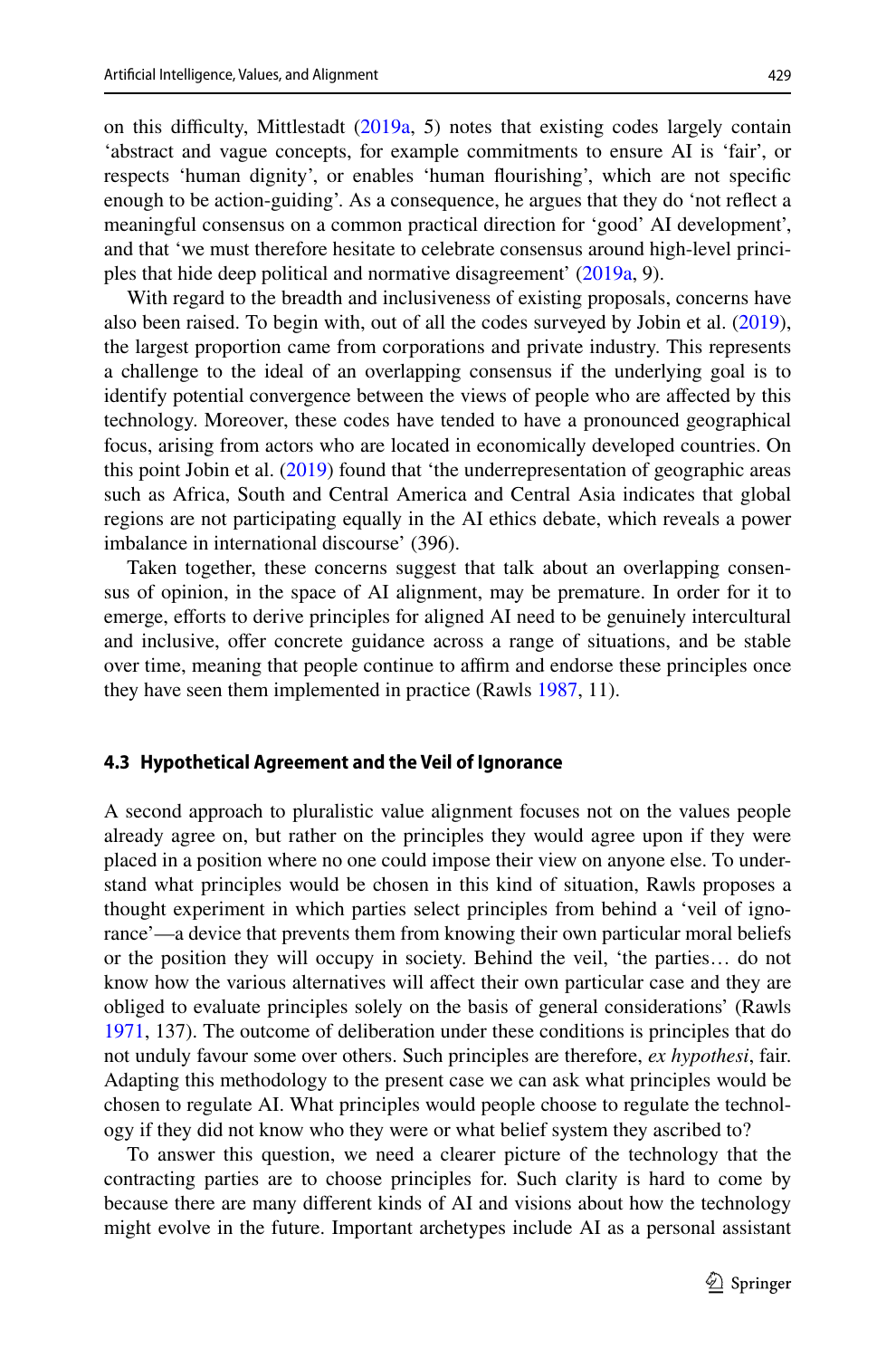on this difficulty, Mittlestadt (2019a, 5) notes that existing codes largely contain 'abstract and vague concepts, for example commitments to ensure AI is 'fair', or respects 'human dignity', or enables 'human flourishing', which are not specific enough to be action-guiding'. As a consequence, he argues that they do 'not reflect a meaningful consensus on a common practical direction for 'good' AI development', and that 'we must therefore hesitate to celebrate consensus around high-level principles that hide deep political and normative disagreement' (2019a, 9).

With regard to the breadth and inclusiveness of existing proposals, concerns have also been raised. To begin with, out of all the codes surveyed by Jobin et al. (2019), the largest proportion came from corporations and private industry. This represents a challenge to the ideal of an overlapping consensus if the underlying goal is to identify potential convergence between the views of people who are affected by this technology. Moreover, these codes have tended to have a pronounced geographical focus, arising from actors who are located in economically developed countries. On this point Jobin et al. (2019) found that 'the underrepresentation of geographic areas such as Africa, South and Central America and Central Asia indicates that global regions are not participating equally in the AI ethics debate, which reveals a power imbalance in international discourse' (396).

Taken together, these concerns suggest that talk about an overlapping consensus of opinion, in the space of AI alignment, may be premature. In order for it to emerge, efforts to derive principles for aligned AI need to be genuinely intercultural and inclusive, offer concrete guidance across a range of situations, and be stable over time, meaning that people continue to affirm and endorse these principles once they have seen them implemented in practice (Rawls 1987, 11).

### 4.3 Hypothetical Agreement and the Veil of Ignorance

A second approach to pluralistic value alignment focuses not on the values people already agree on, but rather on the principles they would agree upon if they were placed in a position where no one could impose their view on anyone else. To understand what principles would be chosen in this kind of situation, Rawls proposes a thought experiment in which parties select principles from behind a 'veil of ignorance'—a device that prevents them from knowing their own particular moral beliefs or the position they will occupy in society. Behind the veil, 'the parties… do not know how the various alternatives will affect their own particular case and they are obliged to evaluate principles solely on the basis of general considerations' (Rawls 1971, 137). The outcome of deliberation under these conditions is principles that do not unduly favour some over others. Such principles are therefore, *ex hypothesi*, fair. Adapting this methodology to the present case we can ask what principles would be chosen to regulate AI. What principles would people choose to regulate the technology if they did not know who they were or what belief system they ascribed to?

To answer this question, we need a clearer picture of the technology that the contracting parties are to choose principles for. Such clarity is hard to come by because there are many different kinds of AI and visions about how the technology might evolve in the future. Important archetypes include AI as a personal assistant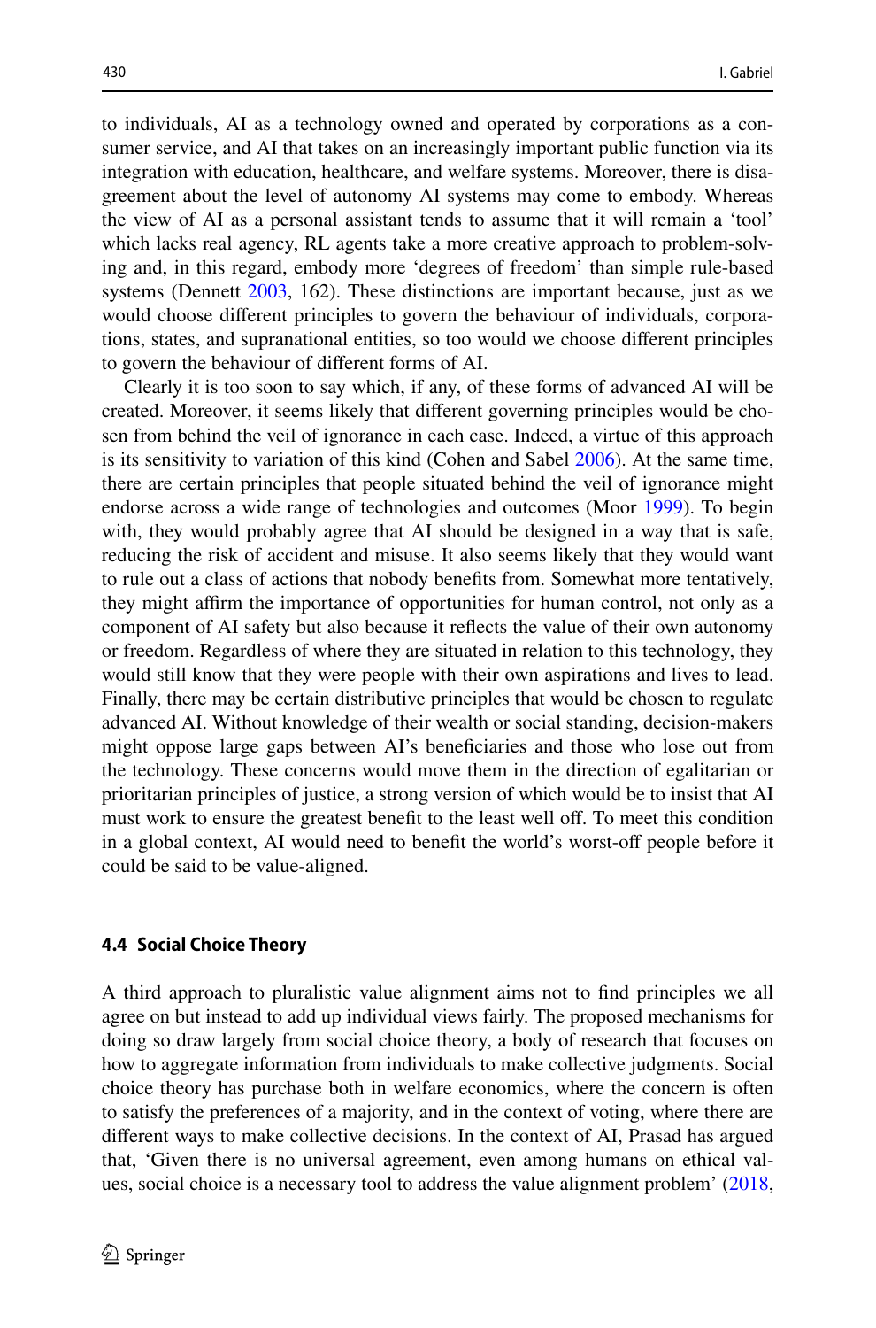to individuals, AI as a technology owned and operated by corporations as a consumer service, and AI that takes on an increasingly important public function via its integration with education, healthcare, and welfare systems. Moreover, there is disagreement about the level of autonomy AI systems may come to embody. Whereas the view of AI as a personal assistant tends to assume that it will remain a 'tool' which lacks real agency, RL agents take a more creative approach to problem-solving and, in this regard, embody more 'degrees of freedom' than simple rule-based systems (Dennett 2003, 162). These distinctions are important because, just as we would choose different principles to govern the behaviour of individuals, corporations, states, and supranational entities, so too would we choose different principles to govern the behaviour of different forms of AI.

Clearly it is too soon to say which, if any, of these forms of advanced AI will be created. Moreover, it seems likely that different governing principles would be chosen from behind the veil of ignorance in each case. Indeed, a virtue of this approach is its sensitivity to variation of this kind (Cohen and Sabel 2006). At the same time, there are certain principles that people situated behind the veil of ignorance might endorse across a wide range of technologies and outcomes (Moor 1999). To begin with, they would probably agree that AI should be designed in a way that is safe, reducing the risk of accident and misuse. It also seems likely that they would want to rule out a class of actions that nobody benefits from. Somewhat more tentatively, they might affirm the importance of opportunities for human control, not only as a component of AI safety but also because it reflects the value of their own autonomy or freedom. Regardless of where they are situated in relation to this technology, they would still know that they were people with their own aspirations and lives to lead. Finally, there may be certain distributive principles that would be chosen to regulate advanced AI. Without knowledge of their wealth or social standing, decision-makers might oppose large gaps between AI's beneficiaries and those who lose out from the technology. These concerns would move them in the direction of egalitarian or prioritarian principles of justice, a strong version of which would be to insist that AI must work to ensure the greatest benefit to the least well off. To meet this condition in a global context, AI would need to benefit the world's worst-off people before it could be said to be value-aligned.

### 4.4 Social Choice Theory

A third approach to pluralistic value alignment aims not to find principles we all agree on but instead to add up individual views fairly. The proposed mechanisms for doing so draw largely from social choice theory, a body of research that focuses on how to aggregate information from individuals to make collective judgments. Social choice theory has purchase both in welfare economics, where the concern is often to satisfy the preferences of a majority, and in the context of voting, where there are different ways to make collective decisions. In the context of AI, Prasad has argued that, 'Given there is no universal agreement, even among humans on ethical values, social choice is a necessary tool to address the value alignment problem' (2018,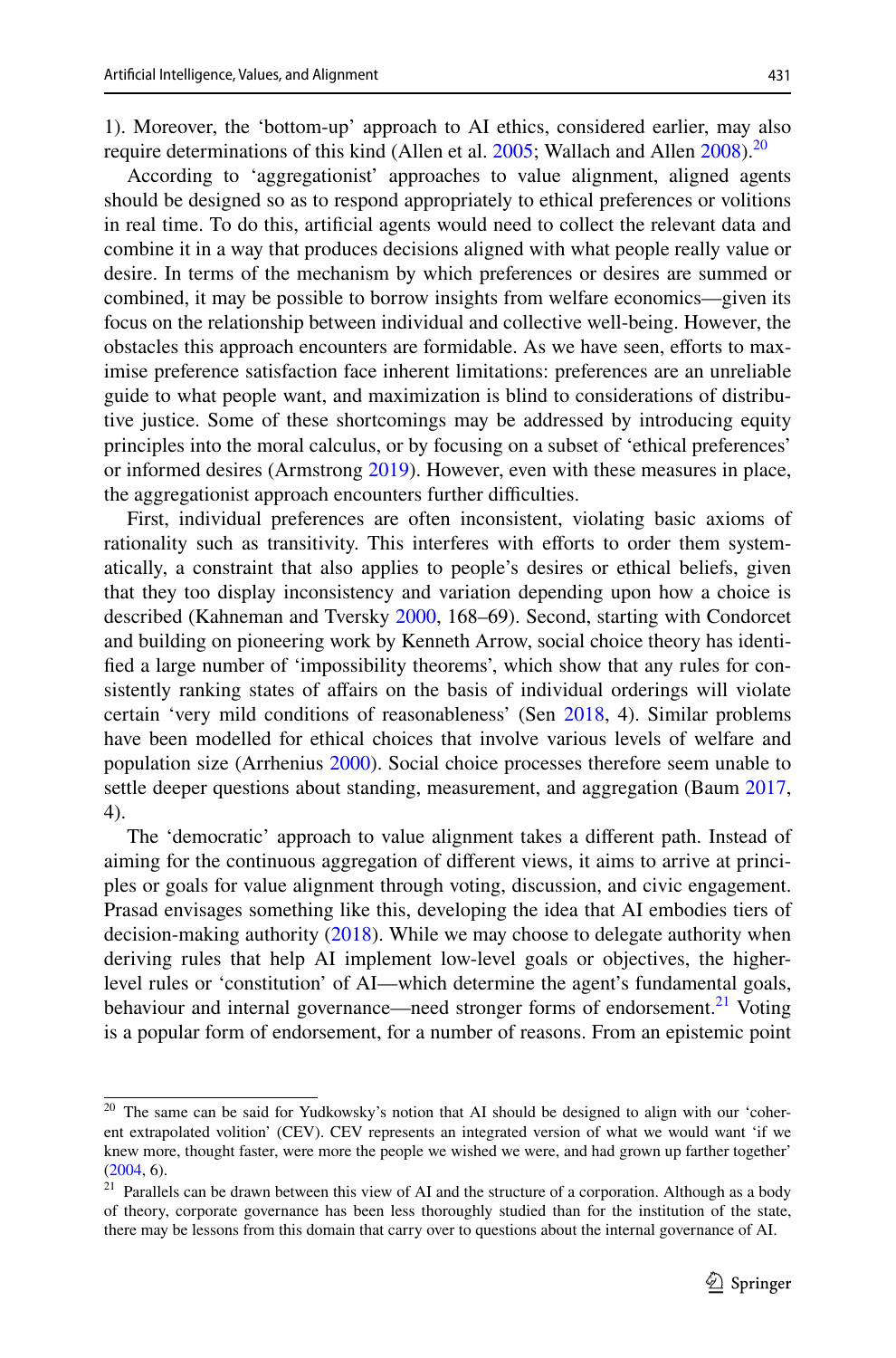1). Moreover, the 'bottom-up' approach to AI ethics, considered earlier, may also require determinations of this kind (Allen et al. 2005; Wallach and Allen 2008).[20]

According to 'aggregationist' approaches to value alignment, aligned agents should be designed so as to respond appropriately to ethical preferences or volitions in real time. To do this, artificial agents would need to collect the relevant data and combine it in a way that produces decisions aligned with what people really value or desire. In terms of the mechanism by which preferences or desires are summed or combined, it may be possible to borrow insights from welfare economics—given its focus on the relationship between individual and collective well-being. However, the obstacles this approach encounters are formidable. As we have seen, efforts to maximise preference satisfaction face inherent limitations: preferences are an unreliable guide to what people want, and maximization is blind to considerations of distributive justice. Some of these shortcomings may be addressed by introducing equity principles into the moral calculus, or by focusing on a subset of 'ethical preferences' or informed desires (Armstrong 2019). However, even with these measures in place, the aggregationist approach encounters further difficulties.

First, individual preferences are often inconsistent, violating basic axioms of rationality such as transitivity. This interferes with efforts to order them systematically, a constraint that also applies to people's desires or ethical beliefs, given that they too display inconsistency and variation depending upon how a choice is described (Kahneman and Tversky 2000, 168–69). Second, starting with Condorcet and building on pioneering work by Kenneth Arrow, social choice theory has identified a large number of 'impossibility theorems', which show that any rules for consistently ranking states of affairs on the basis of individual orderings will violate certain 'very mild conditions of reasonableness' (Sen 2018, 4). Similar problems have been modelled for ethical choices that involve various levels of welfare and population size (Arrhenius 2000). Social choice processes therefore seem unable to settle deeper questions about standing, measurement, and aggregation (Baum 2017, 4).

The 'democratic' approach to value alignment takes a different path. Instead of aiming for the continuous aggregation of different views, it aims to arrive at principles or goals for value alignment through voting, discussion, and civic engagement. Prasad envisages something like this, developing the idea that AI embodies tiers of decision-making authority (2018). While we may choose to delegate authority when deriving rules that help AI implement low-level goals or objectives, the higher-level rules or 'constitution' of AI—which determine the agent's fundamental goals, behaviour and internal governance—need stronger forms of endorsement.[21] Voting is a popular form of endorsement, for a number of reasons. From an epistemic point

---

[20] The same can be said for Yudkowsky's notion that AI should be designed to align with our 'coherent extrapolated volition' (CEV). CEV represents an integrated version of what we would want 'if we knew more, thought faster, were more the people we wished we were, and had grown up farther together' (2004, 6).

[21] Parallels can be drawn between this view of AI and the structure of a corporation. Although as a body of theory, corporate governance has been less thoroughly studied than for the institution of the state, there may be lessons from this domain that carry over to questions about the internal governance of AI.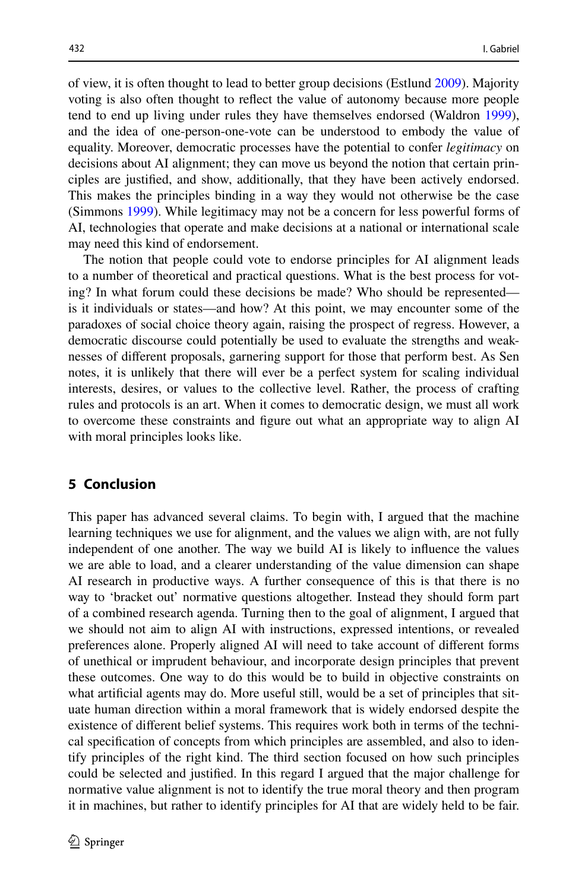of view, it is often thought to lead to better group decisions (Estlund 2009). Majority voting is also often thought to reflect the value of autonomy because more people tend to end up living under rules they have themselves endorsed (Waldron 1999), and the idea of one-person-one-vote can be understood to embody the value of equality. Moreover, democratic processes have the potential to confer *legitimacy* on decisions about AI alignment; they can move us beyond the notion that certain principles are justified, and show, additionally, that they have been actively endorsed. This makes the principles binding in a way they would not otherwise be the case (Simmons 1999). While legitimacy may not be a concern for less powerful forms of AI, technologies that operate and make decisions at a national or international scale may need this kind of endorsement.

The notion that people could vote to endorse principles for AI alignment leads to a number of theoretical and practical questions. What is the best process for voting? In what forum could these decisions be made? Who should be represented—is it individuals or states—and how? At this point, we may encounter some of the paradoxes of social choice theory again, raising the prospect of regress. However, a democratic discourse could potentially be used to evaluate the strengths and weaknesses of different proposals, garnering support for those that perform best. As Sen notes, it is unlikely that there will ever be a perfect system for scaling individual interests, desires, or values to the collective level. Rather, the process of crafting rules and protocols is an art. When it comes to democratic design, we must all work to overcome these constraints and figure out what an appropriate way to align AI with moral principles looks like.

## 5 Conclusion

This paper has advanced several claims. To begin with, I argued that the machine learning techniques we use for alignment, and the values we align with, are not fully independent of one another. The way we build AI is likely to influence the values we are able to load, and a clearer understanding of the value dimension can shape AI research in productive ways. A further consequence of this is that there is no way to 'bracket out' normative questions altogether. Instead they should form part of a combined research agenda. Turning then to the goal of alignment, I argued that we should not aim to align AI with instructions, expressed intentions, or revealed preferences alone. Properly aligned AI will need to take account of different forms of unethical or imprudent behaviour, and incorporate design principles that prevent these outcomes. One way to do this would be to build in objective constraints on what artificial agents may do. More useful still, would be a set of principles that situate human direction within a moral framework that is widely endorsed despite the existence of different belief systems. This requires work both in terms of the technical specification of concepts from which principles are assembled, and also to identify principles of the right kind. The third section focused on how such principles could be selected and justified. In this regard I argued that the major challenge for normative value alignment is not to identify the true moral theory and then program it in machines, but rather to identify principles for AI that are widely held to be fair.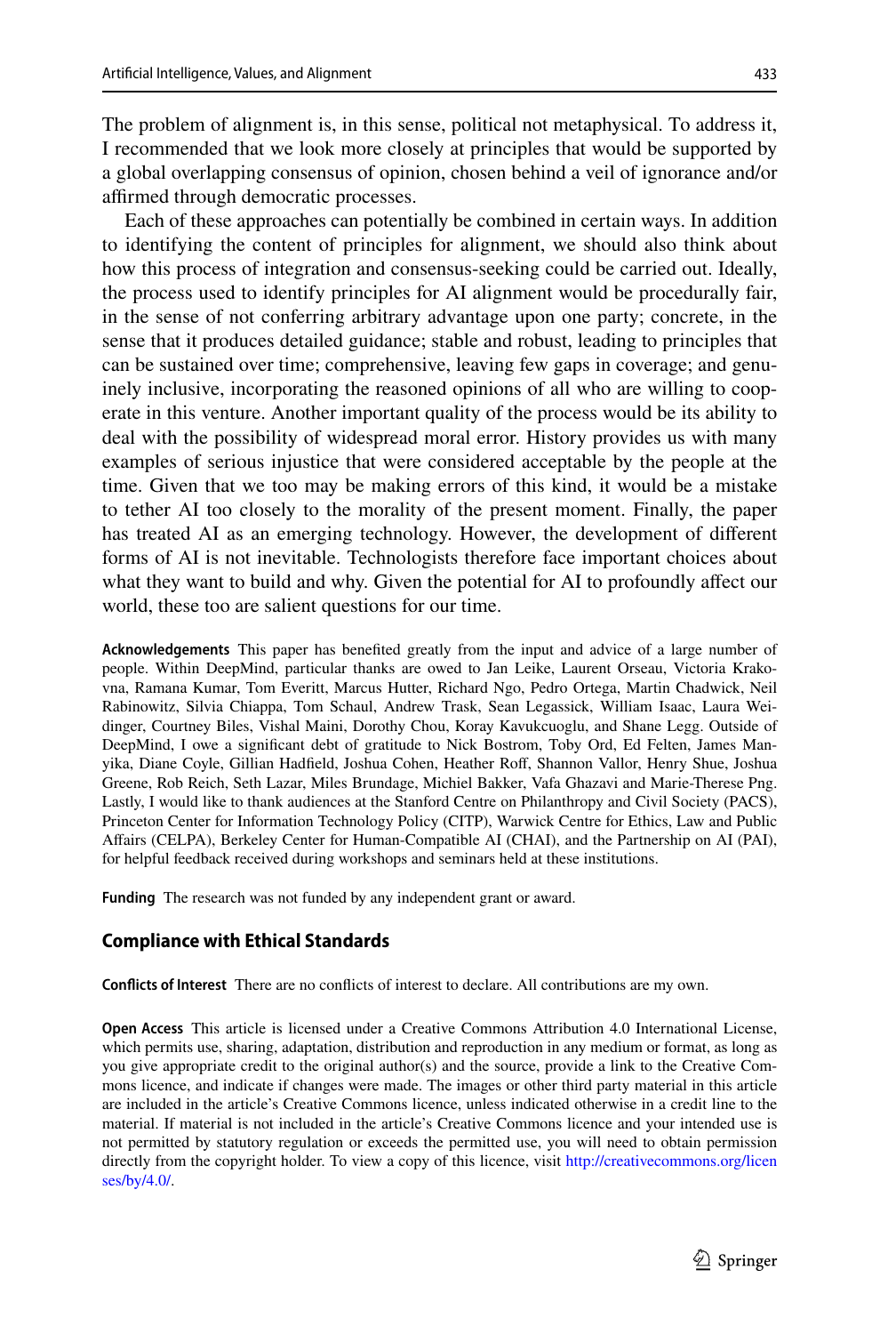The problem of alignment is, in this sense, political not metaphysical. To address it, I recommended that we look more closely at principles that would be supported by a global overlapping consensus of opinion, chosen behind a veil of ignorance and/or affirmed through democratic processes.

Each of these approaches can potentially be combined in certain ways. In addition to identifying the content of principles for alignment, we should also think about how this process of integration and consensus-seeking could be carried out. Ideally, the process used to identify principles for AI alignment would be procedurally fair, in the sense of not conferring arbitrary advantage upon one party; concrete, in the sense that it produces detailed guidance; stable and robust, leading to principles that can be sustained over time; comprehensive, leaving few gaps in coverage; and genuinely inclusive, incorporating the reasoned opinions of all who are willing to cooperate in this venture. Another important quality of the process would be its ability to deal with the possibility of widespread moral error. History provides us with many examples of serious injustice that were considered acceptable by the people at the time. Given that we too may be making errors of this kind, it would be a mistake to tether AI too closely to the morality of the present moment. Finally, the paper has treated AI as an emerging technology. However, the development of different forms of AI is not inevitable. Technologists therefore face important choices about what they want to build and why. Given the potential for AI to profoundly affect our world, these too are salient questions for our time.

**Acknowledgements** This paper has benefited greatly from the input and advice of a large number of people. Within DeepMind, particular thanks are owed to Jan Leike, Laurent Orseau, Victoria Krakovna, Ramana Kumar, Tom Everitt, Marcus Hutter, Richard Ngo, Pedro Ortega, Martin Chadwick, Neil Rabinowitz, Silvia Chiappa, Tom Schaul, Andrew Trask, Sean Legassick, William Isaac, Laura Weidinger, Courtney Biles, Vishal Maini, Dorothy Chou, Koray Kavukcuoglu, and Shane Legg. Outside of DeepMind, I owe a significant debt of gratitude to Nick Bostrom, Toby Ord, Ed Felten, James Manyika, Diane Coyle, Gillian Hadfield, Joshua Cohen, Heather Roff, Shannon Vallor, Henry Shue, Joshua Greene, Rob Reich, Seth Lazar, Miles Brundage, Michiel Bakker, Vafa Ghazavi and Marie-Therese Png. Lastly, I would like to thank audiences at the Stanford Centre on Philanthropy and Civil Society (PACS), Princeton Center for Information Technology Policy (CITP), Warwick Centre for Ethics, Law and Public Affairs (CELPA), Berkeley Center for Human-Compatible AI (CHAI), and the Partnership on AI (PAI), for helpful feedback received during workshops and seminars held at these institutions.

**Funding** The research was not funded by any independent grant or award.

## Compliance with Ethical Standards

**Conflicts of Interest** There are no conflicts of interest to declare. All contributions are my own.

**Open Access** This article is licensed under a Creative Commons Attribution 4.0 International License, which permits use, sharing, adaptation, distribution and reproduction in any medium or format, as long as you give appropriate credit to the original author(s) and the source, provide a link to the Creative Commons licence, and indicate if changes were made. The images or other third party material in this article are included in the article's Creative Commons licence, unless indicated otherwise in a credit line to the material. If material is not included in the article's Creative Commons licence and your intended use is not permitted by statutory regulation or exceeds the permitted use, you will need to obtain permission directly from the copyright holder. To view a copy of this licence, visit http://creativecommons.org/licenses/by/4.0/.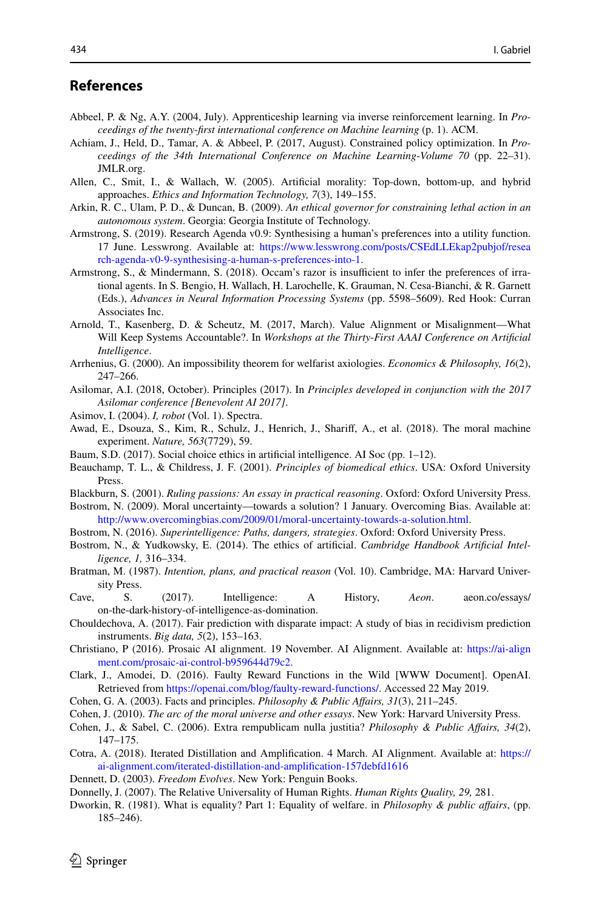## References

Abbeel, P. & Ng, A.Y. (2004, July). Apprenticeship learning via inverse reinforcement learning. In *Proceedings of the twenty-first international conference on Machine learning* (p. 1). ACM.

Achiam, J., Held, D., Tamar, A. & Abbeel, P. (2017, August). Constrained policy optimization. In *Proceedings of the 34th International Conference on Machine Learning-Volume 70* (pp. 22–31). JMLR.org.

Allen, C., Smit, I., & Wallach, W. (2005). Artificial morality: Top-down, bottom-up, and hybrid approaches. *Ethics and Information Technology, 7*(3), 149–155.

Arkin, R. C., Ulam, P. D., & Duncan, B. (2009). *An ethical governor for constraining lethal action in an autonomous system*. Georgia: Georgia Institute of Technology.

Armstrong, S. (2019). Research Agenda v0.9: Synthesising a human's preferences into a utility function. 17 June. Lesswrong. Available at: https://www.lesswrong.com/posts/CSEdLLEkap2pubjof/research-agenda-v0-9-synthesising-a-human-s-preferences-into-1.

Armstrong, S., & Mindermann, S. (2018). Occam's razor is insufficient to infer the preferences of irrational agents. In S. Bengio, H. Wallach, H. Larochelle, K. Grauman, N. Cesa-Bianchi, & R. Garnett (Eds.), *Advances in Neural Information Processing Systems* (pp. 5598–5609). Red Hook: Curran Associates Inc.

Arnold, T., Kasenberg, D. & Scheutz, M. (2017, March). Value Alignment or Misalignment—What Will Keep Systems Accountable?. In *Workshops at the Thirty-First AAAI Conference on Artificial Intelligence*.

Arrhenius, G. (2000). An impossibility theorem for welfarist axiologies. *Economics & Philosophy, 16*(2), 247–266.

Asilomar, A.I. (2018, October). Principles (2017). In *Principles developed in conjunction with the 2017 Asilomar conference [Benevolent AI 2017]*.

Asimov, I. (2004). *I, robot* (Vol. 1). Spectra.

Awad, E., Dsouza, S., Kim, R., Schulz, J., Henrich, J., Shariff, A., et al. (2018). The moral machine experiment. *Nature, 563*(7729), 59.

Baum, S.D. (2017). Social choice ethics in artificial intelligence. AI Soc (pp. 1–12).

Beauchamp, T. L., & Childress, J. F. (2001). *Principles of biomedical ethics*. USA: Oxford University Press.

Blackburn, S. (2001). *Ruling passions: An essay in practical reasoning*. Oxford: Oxford University Press.

Bostrom, N. (2009). Moral uncertainty—towards a solution? 1 January. Overcoming Bias. Available at: http://www.overcomingbias.com/2009/01/moral-uncertainty-towards-a-solution.html.

Bostrom, N. (2016). *Superintelligence: Paths, dangers, strategies*. Oxford: Oxford University Press.

Bostrom, N., & Yudkowsky, E. (2014). The ethics of artificial. *Cambridge Handbook Artificial Intelligence, 1,* 316–334.

Bratman, M. (1987). *Intention, plans, and practical reason* (Vol. 10). Cambridge, MA: Harvard University Press.

Cave, S. (2017). Intelligence: A History, *Aeon*. aeon.co/essays/on-the-dark-history-of-intelligence-as-domination.

Chouldechova, A. (2017). Fair prediction with disparate impact: A study of bias in recidivism prediction instruments. *Big data, 5*(2), 153–163.

Christiano, P (2016). Prosaic AI alignment. 19 November. AI Alignment. Available at: https://ai-alignment.com/prosaic-ai-control-b959644d79c2.

Clark, J., Amodei, D. (2016). Faulty Reward Functions in the Wild [WWW Document]. OpenAI. Retrieved from https://openai.com/blog/faulty-reward-functions/. Accessed 22 May 2019.

Cohen, G. A. (2003). Facts and principles. *Philosophy & Public Affairs, 31*(3), 211–245.

Cohen, J. (2010). *The arc of the moral universe and other essays*. New York: Harvard University Press.

Cohen, J., & Sabel, C. (2006). Extra rempublicam nulla justitia? *Philosophy & Public Affairs, 34*(2), 147–175.

Cotra, A. (2018). Iterated Distillation and Amplification. 4 March. AI Alignment. Available at: https://ai-alignment.com/iterated-distillation-and-amplification-157debfd1616

Dennett, D. (2003). *Freedom Evolves*. New York: Penguin Books.

Donnelly, J. (2007). The Relative Universality of Human Rights. *Human Rights Quality, 29,* 281.

Dworkin, R. (1981). What is equality? Part 1: Equality of welfare. in *Philosophy & public affairs*, (pp. 185–246).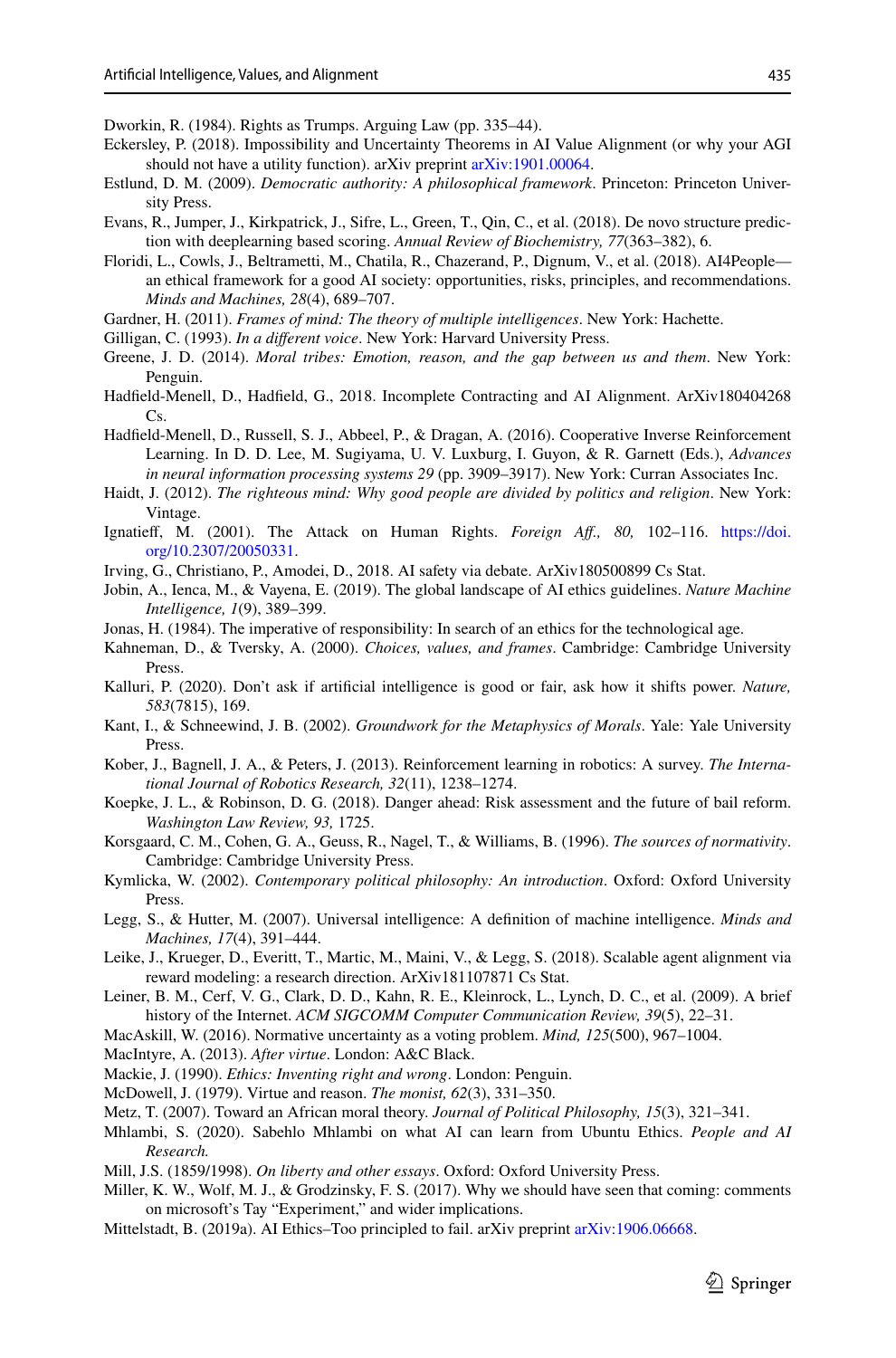Dworkin, R. (1984). Rights as Trumps. Arguing Law (pp. 335–44).

Eckersley, P. (2018). Impossibility and Uncertainty Theorems in AI Value Alignment (or why your AGI should not have a utility function). arXiv preprint arXiv:1901.00064.

Estlund, D. M. (2009). *Democratic authority: A philosophical framework*. Princeton: Princeton University Press.

Evans, R., Jumper, J., Kirkpatrick, J., Sifre, L., Green, T., Qin, C., et al. (2018). De novo structure prediction with deeplearning based scoring. *Annual Review of Biochemistry, 77*(363–382), 6.

Floridi, L., Cowls, J., Beltrametti, M., Chatila, R., Chazerand, P., Dignum, V., et al. (2018). AI4People—an ethical framework for a good AI society: opportunities, risks, principles, and recommendations. *Minds and Machines, 28*(4), 689–707.

Gardner, H. (2011). *Frames of mind: The theory of multiple intelligences*. New York: Hachette.

Gilligan, C. (1993). *In a different voice*. New York: Harvard University Press.

Greene, J. D. (2014). *Moral tribes: Emotion, reason, and the gap between us and them*. New York: Penguin.

Hadfield-Menell, D., Hadfield, G., 2018. Incomplete Contracting and AI Alignment. ArXiv180404268 Cs.

Hadfield-Menell, D., Russell, S. J., Abbeel, P., & Dragan, A. (2016). Cooperative Inverse Reinforcement Learning. In D. D. Lee, M. Sugiyama, U. V. Luxburg, I. Guyon, & R. Garnett (Eds.), *Advances in neural information processing systems 29* (pp. 3909–3917). New York: Curran Associates Inc.

Haidt, J. (2012). *The righteous mind: Why good people are divided by politics and religion*. New York: Vintage.

Ignatieff, M. (2001). The Attack on Human Rights. *Foreign Aff., 80,* 102–116. https://doi.org/10.2307/20050331.

Irving, G., Christiano, P., Amodei, D., 2018. AI safety via debate. ArXiv180500899 Cs Stat.

Jobin, A., Ienca, M., & Vayena, E. (2019). The global landscape of AI ethics guidelines. *Nature Machine Intelligence, 1*(9), 389–399.

Jonas, H. (1984). The imperative of responsibility: In search of an ethics for the technological age.

Kahneman, D., & Tversky, A. (2000). *Choices, values, and frames*. Cambridge: Cambridge University Press.

Kalluri, P. (2020). Don't ask if artificial intelligence is good or fair, ask how it shifts power. *Nature, 583*(7815), 169.

Kant, I., & Schneewind, J. B. (2002). *Groundwork for the Metaphysics of Morals*. Yale: Yale University Press.

Kober, J., Bagnell, J. A., & Peters, J. (2013). Reinforcement learning in robotics: A survey. *The International Journal of Robotics Research, 32*(11), 1238–1274.

Koepke, J. L., & Robinson, D. G. (2018). Danger ahead: Risk assessment and the future of bail reform. *Washington Law Review, 93,* 1725.

Korsgaard, C. M., Cohen, G. A., Geuss, R., Nagel, T., & Williams, B. (1996). *The sources of normativity*. Cambridge: Cambridge University Press.

Kymlicka, W. (2002). *Contemporary political philosophy: An introduction*. Oxford: Oxford University Press.

Legg, S., & Hutter, M. (2007). Universal intelligence: A definition of machine intelligence. *Minds and Machines, 17*(4), 391–444.

Leike, J., Krueger, D., Everitt, T., Martic, M., Maini, V., & Legg, S. (2018). Scalable agent alignment via reward modeling: a research direction. ArXiv181107871 Cs Stat.

Leiner, B. M., Cerf, V. G., Clark, D. D., Kahn, R. E., Kleinrock, L., Lynch, D. C., et al. (2009). A brief history of the Internet. *ACM SIGCOMM Computer Communication Review, 39*(5), 22–31.

MacAskill, W. (2016). Normative uncertainty as a voting problem. *Mind, 125*(500), 967–1004.

MacIntyre, A. (2013). *After virtue*. London: A&C Black.

Mackie, J. (1990). *Ethics: Inventing right and wrong*. London: Penguin.

McDowell, J. (1979). Virtue and reason. *The monist, 62*(3), 331–350.

Metz, T. (2007). Toward an African moral theory. *Journal of Political Philosophy, 15*(3), 321–341.

Mhlambi, S. (2020). Sabehlo Mhlambi on what AI can learn from Ubuntu Ethics. *People and AI Research.*

Mill, J.S. (1859/1998). *On liberty and other essays*. Oxford: Oxford University Press.

Miller, K. W., Wolf, M. J., & Grodzinsky, F. S. (2017). Why we should have seen that coming: comments on microsoft's Tay "Experiment," and wider implications.

Mittelstadt, B. (2019a). AI Ethics–Too principled to fail. arXiv preprint arXiv:1906.06668.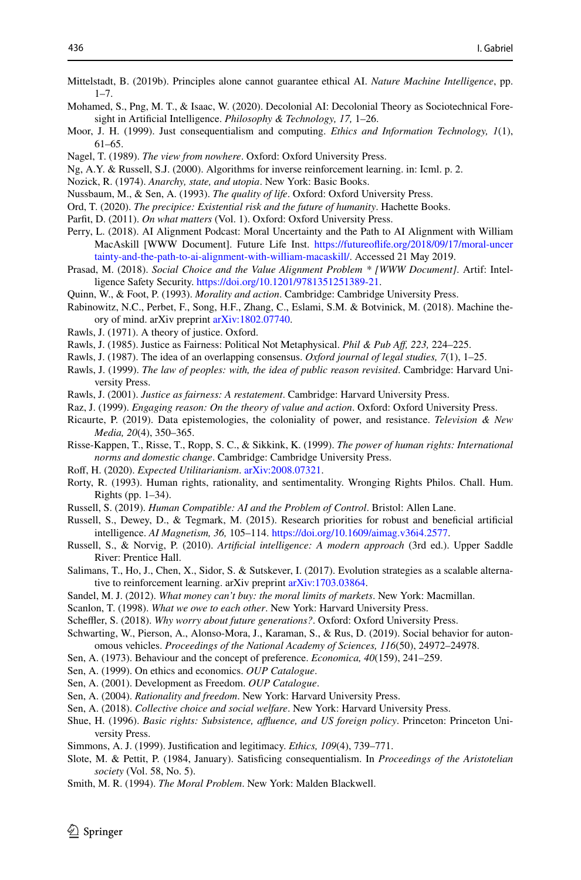Mittelstadt, B. (2019b). Principles alone cannot guarantee ethical AI. *Nature Machine Intelligence*, pp. 1–7.

Mohamed, S., Png, M. T., & Isaac, W. (2020). Decolonial AI: Decolonial Theory as Sociotechnical Foresight in Artificial Intelligence. *Philosophy & Technology, 17,* 1–26.

Moor, J. H. (1999). Just consequentialism and computing. *Ethics and Information Technology, 1*(1), 61–65.

Nagel, T. (1989). *The view from nowhere*. Oxford: Oxford University Press.

Ng, A.Y. & Russell, S.J. (2000). Algorithms for inverse reinforcement learning. in: Icml. p. 2.

Nozick, R. (1974). *Anarchy, state, and utopia*. New York: Basic Books.

Nussbaum, M., & Sen, A. (1993). *The quality of life*. Oxford: Oxford University Press.

Ord, T. (2020). *The precipice: Existential risk and the future of humanity*. Hachette Books.

Parfit, D. (2011). *On what matters* (Vol. 1). Oxford: Oxford University Press.

Perry, L. (2018). AI Alignment Podcast: Moral Uncertainty and the Path to AI Alignment with William MacAskill [WWW Document]. Future Life Inst. https://futureoflife.org/2018/09/17/moral-uncertainty-and-the-path-to-ai-alignment-with-william-macaskill/. Accessed 21 May 2019.

Prasad, M. (2018). *Social Choice and the Value Alignment Problem * [WWW Document]*. Artif: Intelligence Safety Security. https://doi.org/10.1201/9781351251389-21.

Quinn, W., & Foot, P. (1993). *Morality and action*. Cambridge: Cambridge University Press.

Rabinowitz, N.C., Perbet, F., Song, H.F., Zhang, C., Eslami, S.M. & Botvinick, M. (2018). Machine theory of mind. arXiv preprint arXiv:1802.07740.

Rawls, J. (1971). A theory of justice. Oxford.

Rawls, J. (1985). Justice as Fairness: Political Not Metaphysical. *Phil & Pub Aff, 223,* 224–225.

Rawls, J. (1987). The idea of an overlapping consensus. *Oxford journal of legal studies, 7*(1), 1–25.

Rawls, J. (1999). *The law of peoples: with, the idea of public reason revisited*. Cambridge: Harvard University Press.

Rawls, J. (2001). *Justice as fairness: A restatement*. Cambridge: Harvard University Press.

Raz, J. (1999). *Engaging reason: On the theory of value and action*. Oxford: Oxford University Press.

Ricaurte, P. (2019). Data epistemologies, the coloniality of power, and resistance. *Television & New Media, 20*(4), 350–365.

Risse-Kappen, T., Risse, T., Ropp, S. C., & Sikkink, K. (1999). *The power of human rights: International norms and domestic change*. Cambridge: Cambridge University Press.

Roff, H. (2020). *Expected Utilitarianism*. arXiv:2008.07321.

Rorty, R. (1993). Human rights, rationality, and sentimentality. Wronging Rights Philos. Chall. Hum. Rights (pp. 1–34).

Russell, S. (2019). *Human Compatible: AI and the Problem of Control*. Bristol: Allen Lane.

Russell, S., Dewey, D., & Tegmark, M. (2015). Research priorities for robust and beneficial artificial intelligence. *AI Magnetism, 36,* 105–114. https://doi.org/10.1609/aimag.v36i4.2577.

Russell, S., & Norvig, P. (2010). *Artificial intelligence: A modern approach* (3rd ed.). Upper Saddle River: Prentice Hall.

Salimans, T., Ho, J., Chen, X., Sidor, S. & Sutskever, I. (2017). Evolution strategies as a scalable alternative to reinforcement learning. arXiv preprint arXiv:1703.03864.

Sandel, M. J. (2012). *What money can't buy: the moral limits of markets*. New York: Macmillan.

Scanlon, T. (1998). *What we owe to each other*. New York: Harvard University Press.

Scheffler, S. (2018). *Why worry about future generations?*. Oxford: Oxford University Press.

Schwarting, W., Pierson, A., Alonso-Mora, J., Karaman, S., & Rus, D. (2019). Social behavior for autonomous vehicles. *Proceedings of the National Academy of Sciences, 116*(50), 24972–24978.

Sen, A. (1973). Behaviour and the concept of preference. *Economica, 40*(159), 241–259.

Sen, A. (1999). On ethics and economics. *OUP Catalogue*.

Sen, A. (2001). Development as Freedom. *OUP Catalogue*.

Sen, A. (2004). *Rationality and freedom*. New York: Harvard University Press.

Sen, A. (2018). *Collective choice and social welfare*. New York: Harvard University Press.

Shue, H. (1996). *Basic rights: Subsistence, affluence, and US foreign policy*. Princeton: Princeton University Press.

Simmons, A. J. (1999). Justification and legitimacy. *Ethics, 109*(4), 739–771.

Slote, M. & Pettit, P. (1984, January). Satisficing consequentialism. In *Proceedings of the Aristotelian society* (Vol. 58, No. 5).

Smith, M. R. (1994). *The Moral Problem*. New York: Malden Blackwell.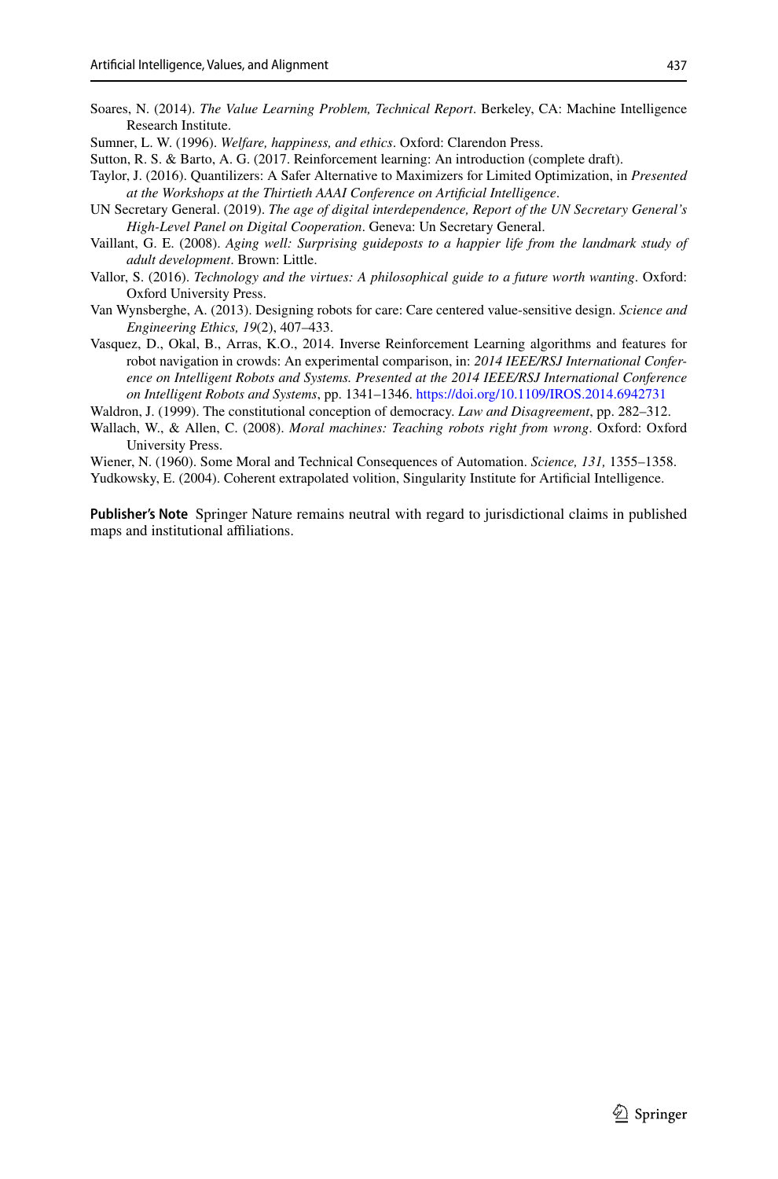Soares, N. (2014). *The Value Learning Problem, Technical Report*. Berkeley, CA: Machine Intelligence Research Institute.

Sumner, L. W. (1996). *Welfare, happiness, and ethics*. Oxford: Clarendon Press.

Sutton, R. S. & Barto, A. G. (2017. Reinforcement learning: An introduction (complete draft).

Taylor, J. (2016). Quantilizers: A Safer Alternative to Maximizers for Limited Optimization, in *Presented at the Workshops at the Thirtieth AAAI Conference on Artificial Intelligence*.

UN Secretary General. (2019). *The age of digital interdependence, Report of the UN Secretary General's High-Level Panel on Digital Cooperation*. Geneva: Un Secretary General.

Vaillant, G. E. (2008). *Aging well: Surprising guideposts to a happier life from the landmark study of adult development*. Brown: Little.

Vallor, S. (2016). *Technology and the virtues: A philosophical guide to a future worth wanting*. Oxford: Oxford University Press.

Van Wynsberghe, A. (2013). Designing robots for care: Care centered value-sensitive design. *Science and Engineering Ethics, 19*(2), 407–433.

Vasquez, D., Okal, B., Arras, K.O., 2014. Inverse Reinforcement Learning algorithms and features for robot navigation in crowds: An experimental comparison, in: *2014 IEEE/RSJ International Conference on Intelligent Robots and Systems. Presented at the 2014 IEEE/RSJ International Conference on Intelligent Robots and Systems*, pp. 1341–1346. https://doi.org/10.1109/IROS.2014.6942731

Waldron, J. (1999). The constitutional conception of democracy. *Law and Disagreement*, pp. 282–312.

Wallach, W., & Allen, C. (2008). *Moral machines: Teaching robots right from wrong*. Oxford: Oxford University Press.

Wiener, N. (1960). Some Moral and Technical Consequences of Automation. *Science, 131,* 1355–1358.

Yudkowsky, E. (2004). Coherent extrapolated volition, Singularity Institute for Artificial Intelligence.

**Publisher's Note** Springer Nature remains neutral with regard to jurisdictional claims in published maps and institutional affiliations.